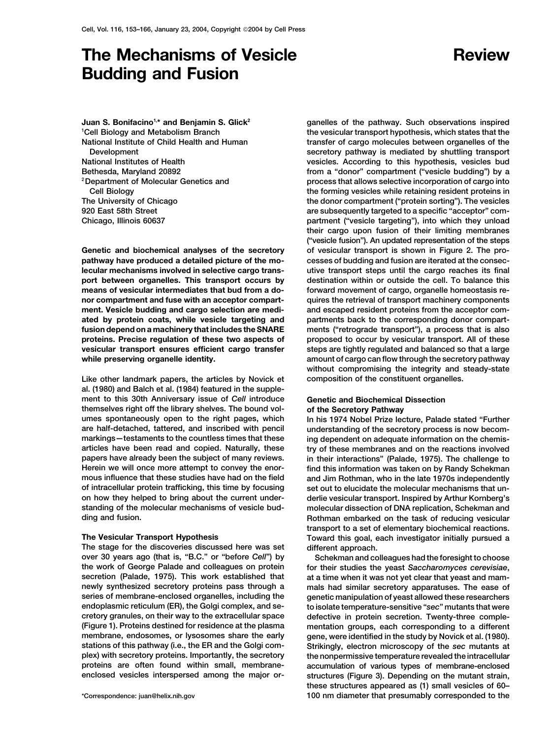# The Mechanisms of Vesicle Budding and Fusion

Review

**Juan S. Bonifacino[1,*] and Benjamin S. Glick[2]**
[1]Cell Biology and Metabolism Branch
National Institute of Child Health and Human Development
National Institutes of Health
Bethesda, Maryland 20892
[2]Department of Molecular Genetics and Cell Biology
The University of Chicago
920 East 58th Street
Chicago, Illinois 60637

**Genetic and biochemical analyses of the secretory pathway have produced a detailed picture of the molecular mechanisms involved in selective cargo transport between organelles. This transport occurs by means of vesicular intermediates that bud from a donor compartment and fuse with an acceptor compartment. Vesicle budding and cargo selection are mediated by protein coats, while vesicle targeting and fusion depend on a machinery that includes the SNARE proteins. Precise regulation of these two aspects of vesicular transport ensures efficient cargo transfer while preserving organelle identity.**

Like other landmark papers, the articles by Novick et al. (1980) and Balch et al. (1984) featured in the supplement to this 30th Anniversary issue of *Cell* introduce themselves right off the library shelves. The bound volumes spontaneously open to the right pages, which are half-detached, tattered, and inscribed with pencil markings—testaments to the countless times that these articles have been read and copied. Naturally, these papers have already been the subject of many reviews. Herein we will once more attempt to convey the enormous influence that these studies have had on the field of intracellular protein trafficking, this time by focusing on how they helped to bring about the current understanding of the molecular mechanisms of vesicle budding and fusion.

## The Vesicular Transport Hypothesis

The stage for the discoveries discussed here was set over 30 years ago (that is, "B.C." or "before *Cell*") by the work of George Palade and colleagues on protein secretion (Palade, 1975). This work established that newly synthesized secretory proteins pass through a series of membrane-enclosed organelles, including the endoplasmic reticulum (ER), the Golgi complex, and secretory granules, on their way to the extracellular space (Figure 1). Proteins destined for residence at the plasma membrane, endosomes, or lysosomes share the early stations of this pathway (i.e., the ER and the Golgi complex) with secretory proteins. Importantly, the secretory proteins are often found within small, membrane-enclosed vesicles interspersed among the major organelles of the pathway. Such observations inspired the vesicular transport hypothesis, which states that the transfer of cargo molecules between organelles of the secretory pathway is mediated by shuttling transport vesicles. According to this hypothesis, vesicles bud from a "donor" compartment ("vesicle budding") by a process that allows selective incorporation of cargo into the forming vesicles while retaining resident proteins in the donor compartment ("protein sorting"). The vesicles are subsequently targeted to a specific "acceptor" compartment ("vesicle targeting"), into which they unload their cargo upon fusion of their limiting membranes ("vesicle fusion"). An updated representation of the steps of vesicular transport is shown in Figure 2. The processes of budding and fusion are iterated at the consecutive transport steps until the cargo reaches its final destination within or outside the cell. To balance this forward movement of cargo, organelle homeostasis requires the retrieval of transport machinery components and escaped resident proteins from the acceptor compartments back to the corresponding donor compartments ("retrograde transport"), a process that is also proposed to occur by vesicular transport. All of these steps are tightly regulated and balanced so that a large amount of cargo can flow through the secretory pathway without compromising the integrity and steady-state composition of the constituent organelles.

## Genetic and Biochemical Dissection of the Secretory Pathway

In his 1974 Nobel Prize lecture, Palade stated "Further understanding of the secretory process is now becoming dependent on adequate information on the chemistry of these membranes and on the reactions involved in their interactions" (Palade, 1975). The challenge to find this information was taken on by Randy Schekman and Jim Rothman, who in the late 1970s independently set out to elucidate the molecular mechanisms that underlie vesicular transport. Inspired by Arthur Kornberg's molecular dissection of DNA replication, Schekman and Rothman embarked on the task of reducing vesicular transport to a set of elementary biochemical reactions. Toward this goal, each investigator initially pursued a different approach.

Schekman and colleagues had the foresight to choose for their studies the yeast *Saccharomyces cerevisiae*, at a time when it was not yet clear that yeast and mammals had similar secretory apparatuses. The ease of genetic manipulation of yeast allowed these researchers to isolate temperature-sensitive "*sec*" mutants that were defective in protein secretion. Twenty-three complementation groups, each corresponding to a different gene, were identified in the study by Novick et al. (1980). Strikingly, electron microscopy of the *sec* mutants at the nonpermissive temperature revealed the intracellular accumulation of various types of membrane-enclosed structures (Figure 3). Depending on the mutant strain, these structures appeared as (1) small vesicles of 60–100 nm diameter that presumably corresponded to the

*Correspondence: juan@helix.nih.gov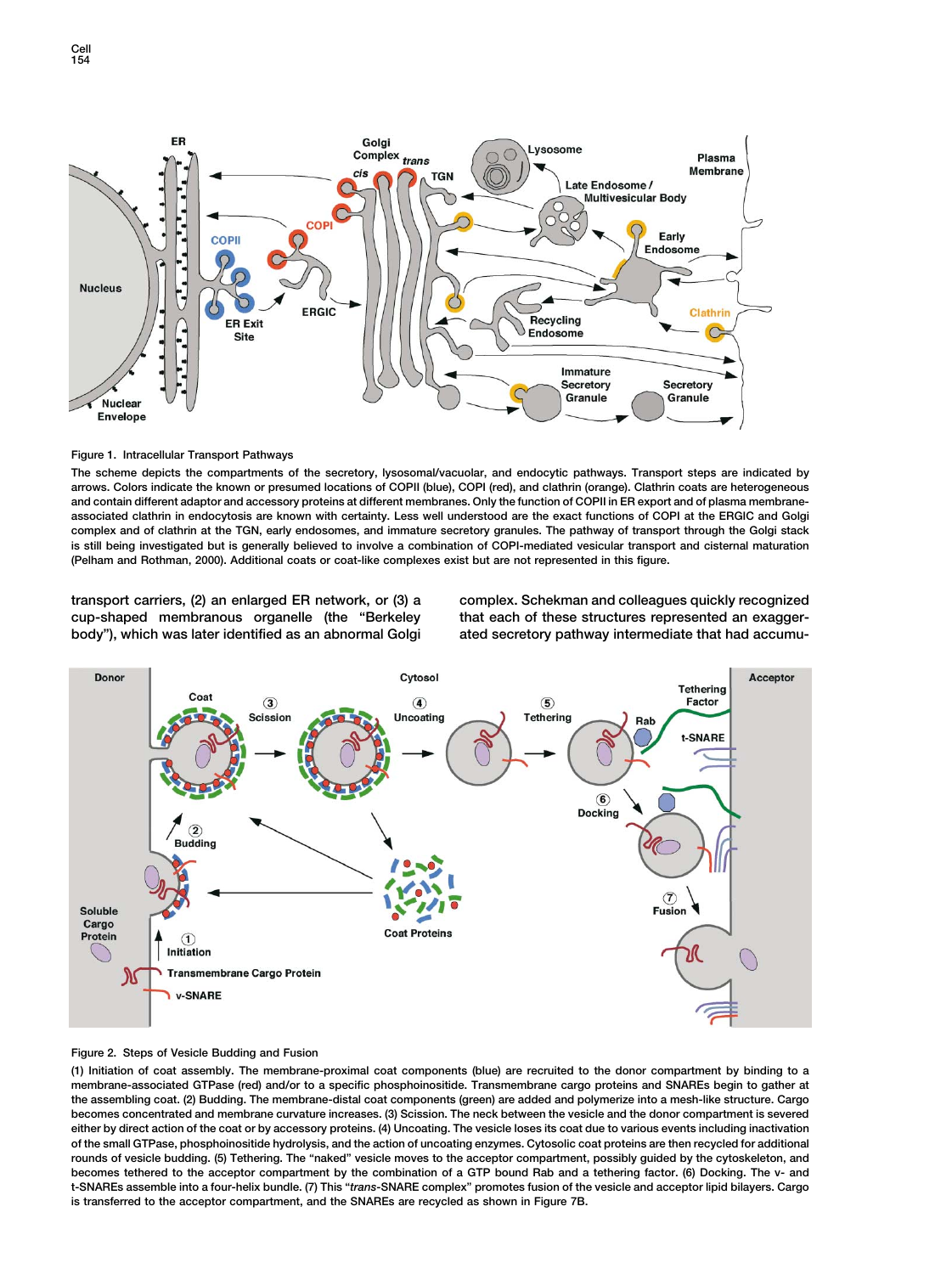**Figure 1. Intracellular Transport Pathways**

The scheme depicts the compartments of the secretory, lysosomal/vacuolar, and endocytic pathways. Transport steps are indicated by arrows. Colors indicate the known or presumed locations of COPII (blue), COPI (red), and clathrin (orange). Clathrin coats are heterogeneous and contain different adaptor and accessory proteins at different membranes. Only the function of COPII in ER export and of plasma membrane-associated clathrin in endocytosis are known with certainty. Less well understood are the exact functions of COPI at the ERGIC and Golgi complex and of clathrin at the TGN, early endosomes, and immature secretory granules. The pathway of transport through the Golgi stack is still being investigated but is generally believed to involve a combination of COPI-mediated vesicular transport and cisternal maturation (Pelham and Rothman, 2000). Additional coats or coat-like complexes exist but are not represented in this figure.

transport carriers, (2) an enlarged ER network, or (3) a cup-shaped membranous organelle (the "Berkeley body"), which was later identified as an abnormal Golgi complex. Schekman and colleagues quickly recognized that each of these structures represented an exaggerated secretory pathway intermediate that had accumu-

**Figure 2. Steps of Vesicle Budding and Fusion**

(1) Initiation of coat assembly. The membrane-proximal coat components (blue) are recruited to the donor compartment by binding to a membrane-associated GTPase (red) and/or to a specific phosphoinositide. Transmembrane cargo proteins and SNAREs begin to gather at the assembling coat. (2) Budding. The membrane-distal coat components (green) are added and polymerize into a mesh-like structure. Cargo becomes concentrated and membrane curvature increases. (3) Scission. The neck between the vesicle and the donor compartment is severed either by direct action of the coat or by accessory proteins. (4) Uncoating. The vesicle loses its coat due to various events including inactivation of the small GTPase, phosphoinositide hydrolysis, and the action of uncoating enzymes. Cytosolic coat proteins are then recycled for additional rounds of vesicle budding. (5) Tethering. The "naked" vesicle moves to the acceptor compartment, possibly guided by the cytoskeleton, and becomes tethered to the acceptor compartment by the combination of a GTP bound Rab and a tethering factor. (6) Docking. The v- and t-SNAREs assemble into a four-helix bundle. (7) This "*trans*-SNARE complex" promotes fusion of the vesicle and acceptor lipid bilayers. Cargo is transferred to the acceptor compartment, and the SNAREs are recycled as shown in Figure 7B.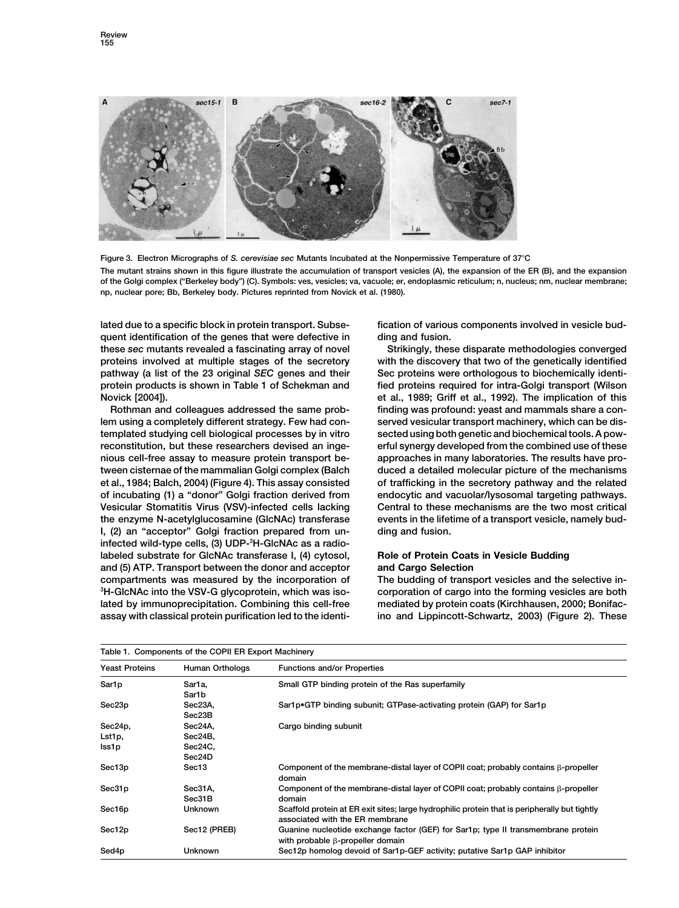Figure 3. Electron Micrographs of *S. cerevisiae sec* Mutants Incubated at the Nonpermissive Temperature of 37°C

The mutant strains shown in this figure illustrate the accumulation of transport vesicles (A), the expansion of the ER (B), and the expansion of the Golgi complex ("Berkeley body") (C). Symbols: ves, vesicles; va, vacuole; er, endoplasmic reticulum; n, nucleus; nm, nuclear membrane; np, nuclear pore; Bb, Berkeley body. Pictures reprinted from Novick et al. (1980).

lated due to a specific block in protein transport. Subsequent identification of the genes that were defective in these *sec* mutants revealed a fascinating array of novel proteins involved at multiple stages of the secretory pathway (a list of the 23 original *SEC* genes and their protein products is shown in Table 1 of Schekman and Novick [2004]).

Rothman and colleagues addressed the same problem using a completely different strategy. Few had contemplated studying cell biological processes by in vitro reconstitution, but these researchers devised an ingenious cell-free assay to measure protein transport between cisternae of the mammalian Golgi complex (Balch et al., 1984; Balch, 2004) (Figure 4). This assay consisted of incubating (1) a "donor" Golgi fraction derived from Vesicular Stomatitis Virus (VSV)-infected cells lacking the enzyme N-acetylglucosamine (GlcNAc) transferase I, (2) an "acceptor" Golgi fraction prepared from uninfected wild-type cells, (3) UDP-$^3$H-GlcNAc as a radiolabeled substrate for GlcNAc transferase I, (4) cytosol, and (5) ATP. Transport between the donor and acceptor compartments was measured by the incorporation of $^3$H-GlcNAc into the VSV-G glycoprotein, which was isolated by immunoprecipitation. Combining this cell-free assay with classical protein purification led to the identification of various components involved in vesicle budding and fusion.

Strikingly, these disparate methodologies converged with the discovery that two of the genetically identified Sec proteins were orthologous to biochemically identified proteins required for intra-Golgi transport (Wilson et al., 1989; Griff et al., 1992). The implication of this finding was profound: yeast and mammals share a conserved vesicular transport machinery, which can be dissected using both genetic and biochemical tools. A powerful synergy developed from the combined use of these approaches in many laboratories. The results have produced a detailed molecular picture of the mechanisms of trafficking in the secretory pathway and the related endocytic and vacuolar/lysosomal targeting pathways. Central to these mechanisms are the two most critical events in the lifetime of a transport vesicle, namely budding and fusion.

## Role of Protein Coats in Vesicle Budding and Cargo Selection

The budding of transport vesicles and the selective incorporation of cargo into the forming vesicles are both mediated by protein coats (Kirchhausen, 2000; Bonifacino and Lippincott-Schwartz, 2003) (Figure 2). These

Table 1. Components of the COPII ER Export Machinery

| Yeast Proteins | Human Orthologs | Functions and/or Properties |
|---|---|---|
| Sar1p | Sar1a, Sar1b | Small GTP binding protein of the Ras superfamily |
| Sec23p | Sec23A, Sec23B | Sar1p•GTP binding subunit; GTPase-activating protein (GAP) for Sar1p |
| Sec24p, Lst1p, Iss1p | Sec24A, Sec24B, Sec24C, Sec24D | Cargo binding subunit |
| Sec13p | Sec13 | Component of the membrane-distal layer of COPII coat; probably contains β-propeller domain |
| Sec31p | Sec31A, Sec31B | Component of the membrane-distal layer of COPII coat; probably contains β-propeller domain |
| Sec16p | Unknown | Scaffold protein at ER exit sites; large hydrophilic protein that is peripherally but tightly associated with the ER membrane |
| Sec12p | Sec12 (PREB) | Guanine nucleotide exchange factor (GEF) for Sar1p; type II transmembrane protein with probable β-propeller domain |
| Sed4p | Unknown | Sec12p homolog devoid of Sar1p-GEF activity; putative Sar1p GAP inhibitor |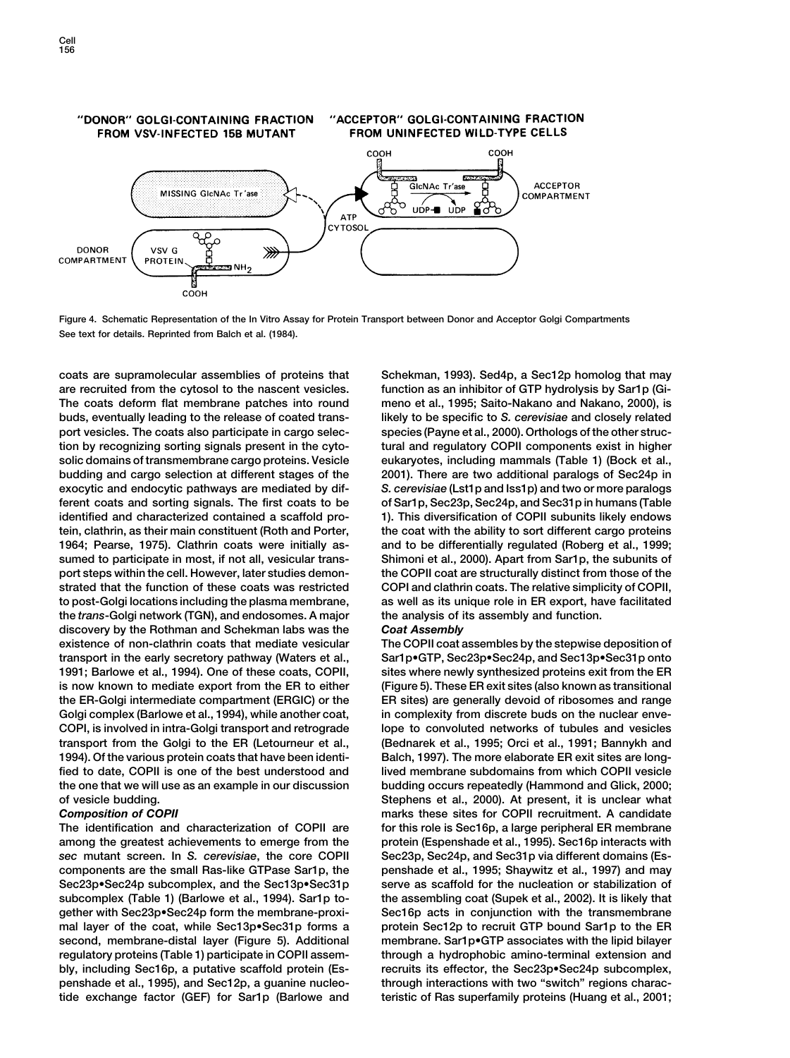Figure 4. Schematic Representation of the In Vitro Assay for Protein Transport between Donor and Acceptor Golgi Compartments
See text for details. Reprinted from Balch et al. (1984).

coats are supramolecular assemblies of proteins that are recruited from the cytosol to the nascent vesicles. The coats deform flat membrane patches into round buds, eventually leading to the release of coated transport vesicles. The coats also participate in cargo selection by recognizing sorting signals present in the cytosolic domains of transmembrane cargo proteins. Vesicle budding and cargo selection at different stages of the exocytic and endocytic pathways are mediated by different coats and sorting signals. The first coats to be identified and characterized contained a scaffold protein, clathrin, as their main constituent (Roth and Porter, 1964; Pearse, 1975). Clathrin coats were initially assumed to participate in most, if not all, vesicular transport steps within the cell. However, later studies demonstrated that the function of these coats was restricted to post-Golgi locations including the plasma membrane, the *trans*-Golgi network (TGN), and endosomes. A major discovery by the Rothman and Schekman labs was the existence of non-clathrin coats that mediate vesicular transport in the early secretory pathway (Waters et al., 1991; Barlowe et al., 1994). One of these coats, COPII, is now known to mediate export from the ER to either the ER-Golgi intermediate compartment (ERGIC) or the Golgi complex (Barlowe et al., 1994), while another coat, COPI, is involved in intra-Golgi transport and retrograde transport from the Golgi to the ER (Letourneur et al., 1994). Of the various protein coats that have been identified to date, COPII is one of the best understood and the one that we will use as an example in our discussion of vesicle budding.

### *Composition of COPII*

The identification and characterization of COPII are among the greatest achievements to emerge from the *sec* mutant screen. In *S. cerevisiae*, the core COPII components are the small Ras-like GTPase Sar1p, the Sec23p•Sec24p subcomplex, and the Sec13p•Sec31p subcomplex (Table 1) (Barlowe et al., 1994). Sar1p together with Sec23p•Sec24p form the membrane-proximal layer of the coat, while Sec13p•Sec31p forms a second, membrane-distal layer (Figure 5). Additional regulatory proteins (Table 1) participate in COPII assembly, including Sec16p, a putative scaffold protein (Espenshade et al., 1995), and Sec12p, a guanine nucleotide exchange factor (GEF) for Sar1p (Barlowe and Schekman, 1993). Sed4p, a Sec12p homolog that may function as an inhibitor of GTP hydrolysis by Sar1p (Gimeno et al., 1995; Saito-Nakano and Nakano, 2000), is likely to be specific to *S. cerevisiae* and closely related species (Payne et al., 2000). Orthologs of the other structural and regulatory COPII components exist in higher eukaryotes, including mammals (Table 1) (Bock et al., 2001). There are two additional paralogs of Sec24p in *S. cerevisiae* (Lst1p and Iss1p) and two or more paralogs of Sar1p, Sec23p, Sec24p, and Sec31p in humans (Table 1). This diversification of COPII subunits likely endows the coat with the ability to sort different cargo proteins and to be differentially regulated (Roberg et al., 1999; Shimoni et al., 2000). Apart from Sar1p, the subunits of the COPII coat are structurally distinct from those of the COPI and clathrin coats. The relative simplicity of COPII, as well as its unique role in ER export, have facilitated the analysis of its assembly and function.

### *Coat Assembly*

The COPII coat assembles by the stepwise deposition of Sar1p•GTP, Sec23p•Sec24p, and Sec13p•Sec31p onto sites where newly synthesized proteins exit from the ER (Figure 5). These ER exit sites (also known as transitional ER sites) are generally devoid of ribosomes and range in complexity from discrete buds on the nuclear envelope to convoluted networks of tubules and vesicles (Bednarek et al., 1995; Orci et al., 1991; Bannykh and Balch, 1997). The more elaborate ER exit sites are long-lived membrane subdomains from which COPII vesicle budding occurs repeatedly (Hammond and Glick, 2000; Stephens et al., 2000). At present, it is unclear what marks these sites for COPII recruitment. A candidate for this role is Sec16p, a large peripheral ER membrane protein (Espenshade et al., 1995). Sec16p interacts with Sec23p, Sec24p, and Sec31p via different domains (Espenshade et al., 1995; Shaywitz et al., 1997) and may serve as scaffold for the nucleation or stabilization of the assembling coat (Supek et al., 2002). It is likely that Sec16p acts in conjunction with the transmembrane protein Sec12p to recruit GTP bound Sar1p to the ER membrane. Sar1p•GTP associates with the lipid bilayer through a hydrophobic amino-terminal extension and recruits its effector, the Sec23p•Sec24p subcomplex, through interactions with two "switch" regions characteristic of Ras superfamily proteins (Huang et al., 2001;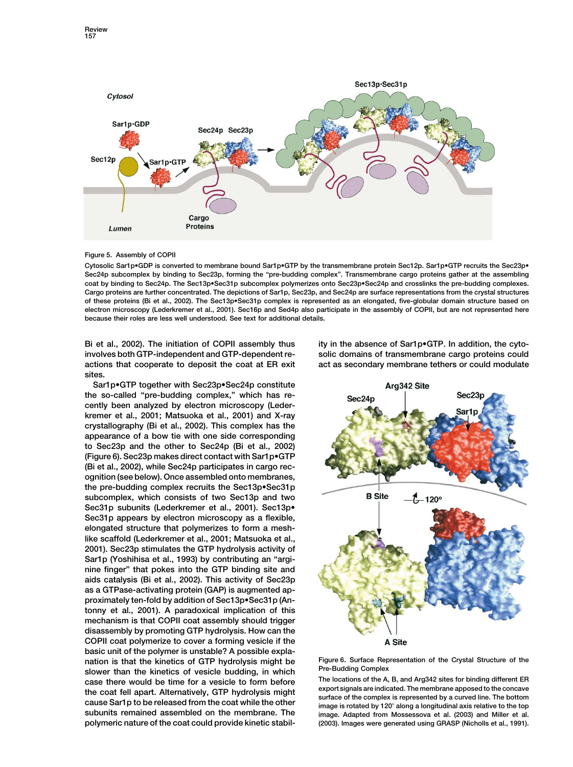Figure 5. Assembly of COPII

Cytosolic Sar1p•GDP is converted to membrane bound Sar1p•GTP by the transmembrane protein Sec12p. Sar1p•GTP recruits the Sec23p•Sec24p subcomplex by binding to Sec23p, forming the "pre-budding complex". Transmembrane cargo proteins gather at the assembling coat by binding to Sec24p. The Sec13p•Sec31p subcomplex polymerizes onto Sec23p•Sec24p and crosslinks the pre-budding complexes. Cargo proteins are further concentrated. The depictions of Sar1p, Sec23p, and Sec24p are surface representations from the crystal structures of these proteins (Bi et al., 2002). The Sec13p•Sec31p complex is represented as an elongated, five-globular domain structure based on electron microscopy (Lederkremer et al., 2001). Sec16p and Sed4p also participate in the assembly of COPII, but are not represented here because their roles are less well understood. See text for additional details.

Bi et al., 2002). The initiation of COPII assembly thus involves both GTP-independent and GTP-dependent reactions that cooperate to deposit the coat at ER exit sites.

Sar1p•GTP together with Sec23p•Sec24p constitute the so-called "pre-budding complex," which has recently been analyzed by electron microscopy (Lederkremer et al., 2001; Matsuoka et al., 2001) and X-ray crystallography (Bi et al., 2002). This complex has the appearance of a bow tie with one side corresponding to Sec23p and the other to Sec24p (Bi et al., 2002) (Figure 6). Sec23p makes direct contact with Sar1p•GTP (Bi et al., 2002), while Sec24p participates in cargo recognition (see below). Once assembled onto membranes, the pre-budding complex recruits the Sec13p•Sec31p subcomplex, which consists of two Sec13p and two Sec31p subunits (Lederkremer et al., 2001). Sec13p•Sec31p appears by electron microscopy as a flexible, elongated structure that polymerizes to form a mesh-like scaffold (Lederkremer et al., 2001; Matsuoka et al., 2001). Sec23p stimulates the GTP hydrolysis activity of Sar1p (Yoshihisa et al., 1993) by contributing an "arginine finger" that pokes into the GTP binding site and aids catalysis (Bi et al., 2002). This activity of Sec23p as a GTPase-activating protein (GAP) is augmented approximately ten-fold by addition of Sec13p•Sec31p (Antonny et al., 2001). A paradoxical implication of this mechanism is that COPII coat assembly should trigger disassembly by promoting GTP hydrolysis. How can the COPII coat polymerize to cover a forming vesicle if the basic unit of the polymer is unstable? A possible explanation is that the kinetics of GTP hydrolysis might be slower than the kinetics of vesicle budding, in which case there would be time for a vesicle to form before the coat fell apart. Alternatively, GTP hydrolysis might cause Sar1p to be released from the coat while the other subunits remained assembled on the membrane. The polymeric nature of the coat could provide kinetic stability in the absence of Sar1p•GTP. In addition, the cytosolic domains of transmembrane cargo proteins could act as secondary membrane tethers or could modulate

Figure 6. Surface Representation of the Crystal Structure of the Pre-Budding Complex

The locations of the A, B, and Arg342 sites for binding different ER export signals are indicated. The membrane apposed to the concave surface of the complex is represented by a curved line. The bottom image is rotated by 120° along a longitudinal axis relative to the top image. Adapted from Mossessova et al. (2003) and Miller et al. (2003). Images were generated using GRASP (Nicholls et al., 1991).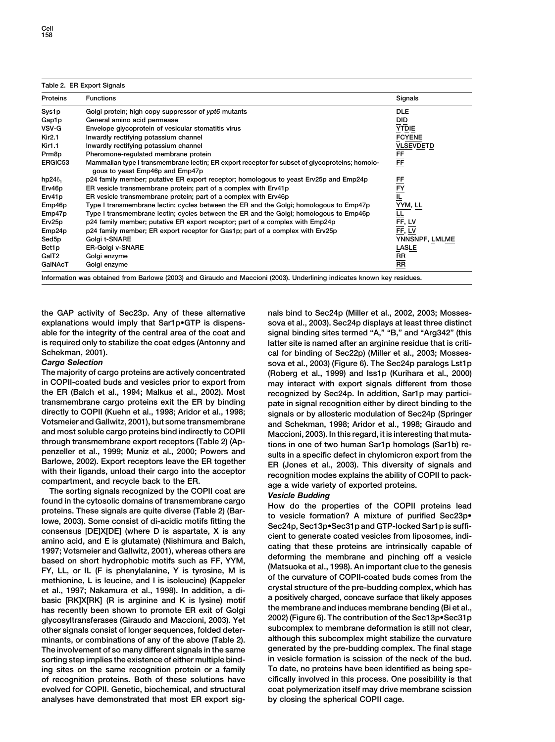Table 2. ER Export Signals

| Proteins | Functions | Signals |
|---|---|---|
| Sys1p | Golgi protein; high copy suppressor of *ypt6* mutants | DLE |
| Gap1p | General amino acid permease | DID |
| VSV-G | Envelope glycoprotein of vesicular stomatitis virus | YTDIE |
| Kir2.1 | Inwardly rectifying potassium channel | FCYENE |
| Kir1.1 | Inwardly rectifying potassium channel | VLSEVDETD |
| Prm8p | Pheromone-regulated membrane protein | FF |
| ERGIC53 | Mammalian type I transmembrane lectin; ER export receptor for subset of glycoproteins; homologous to yeast Emp46p and Emp47p | FF |
| hp24$\delta_1$ | p24 family member; putative ER export receptor; homologous to yeast Erv25p and Emp24p | FF |
| Erv46p | ER vesicle transmembrane protein; part of a complex with Erv41p | FY |
| Erv41p | ER vesicle transmembrane protein; part of a complex with Erv46p | IL |
| Emp46p | Type I transmembrane lectin; cycles between the ER and the Golgi; homologous to Emp47p | YYM, LL |
| Emp47p | Type I transmembrane lectin; cycles between the ER and the Golgi; homologous to Emp46p | LL |
| Erv25p | p24 family member; putative ER export receptor; part of a complex with Emp24p | FF, LV |
| Emp24p | p24 family member; ER export receptor for Gas1p; part of a complex with Erv25p | FF, LV |
| Sed5p | Golgi t-SNARE | YNNSNPF, LMLME |
| Bet1p | ER-Golgi v-SNARE | LASLE |
| GalT2 | Golgi enzyme | RR |
| GalNAcT | Golgi enzyme | RR |

Information was obtained from Barlowe (2003) and Giraudo and Maccioni (2003). Underlining indicates known key residues.

the GAP activity of Sec23p. Any of these alternative explanations would imply that Sar1p•GTP is dispensable for the integrity of the central area of the coat and is required only to stabilize the coat edges (Antonny and Schekman, 2001).

### Cargo Selection

The majority of cargo proteins are actively concentrated in COPII-coated buds and vesicles prior to export from the ER (Balch et al., 1994; Malkus et al., 2002). Most transmembrane cargo proteins exit the ER by binding directly to COPII (Kuehn et al., 1998; Aridor et al., 1998; Votsmeier and Gallwitz, 2001), but some transmembrane and most soluble cargo proteins bind indirectly to COPII through transmembrane export receptors (Table 2) (Appenzeller et al., 1999; Muniz et al., 2000; Powers and Barlowe, 2002). Export receptors leave the ER together with their ligands, unload their cargo into the acceptor compartment, and recycle back to the ER.

The sorting signals recognized by the COPII coat are found in the cytosolic domains of transmembrane cargo proteins. These signals are quite diverse (Table 2) (Barlowe, 2003). Some consist of di-acidic motifs fitting the consensus [DE]X[DE] (where D is aspartate, X is any amino acid, and E is glutamate) (Nishimura and Balch, 1997; Votsmeier and Gallwitz, 2001), whereas others are based on short hydrophobic motifs such as FF, YYM, FY, LL, or IL (F is phenylalanine, Y is tyrosine, M is methionine, L is leucine, and I is isoleucine) (Kappeler et al., 1997; Nakamura et al., 1998). In addition, a di-basic [RK]X[RK] (R is arginine and K is lysine) motif has recently been shown to promote ER exit of Golgi glycosyltransferases (Giraudo and Maccioni, 2003). Yet other signals consist of longer sequences, folded determinants, or combinations of any of the above (Table 2). The involvement of so many different signals in the same sorting step implies the existence of either multiple binding sites on the same recognition protein or a family of recognition proteins. Both of these solutions have evolved for COPII. Genetic, biochemical, and structural analyses have demonstrated that most ER export signals bind to Sec24p (Miller et al., 2002, 2003; Mossessova et al., 2003). Sec24p displays at least three distinct signal binding sites termed "A," "B," and "Arg342" (this latter site is named after an arginine residue that is critical for binding of Sec22p) (Miller et al., 2003; Mossessova et al., 2003) (Figure 6). The Sec24p paralogs Lst1p (Roberg et al., 1999) and Iss1p (Kurihara et al., 2000) may interact with export signals different from those recognized by Sec24p. In addition, Sar1p may participate in signal recognition either by direct binding to the signals or by allosteric modulation of Sec24p (Springer and Schekman, 1998; Aridor et al., 1998; Giraudo and Maccioni, 2003). In this regard, it is interesting that mutations in one of two human Sar1p homologs (Sar1b) results in a specific defect in chylomicron export from the ER (Jones et al., 2003). This diversity of signals and recognition modes explains the ability of COPII to package a wide variety of exported proteins.

### Vesicle Budding

How do the properties of the COPII proteins lead to vesicle formation? A mixture of purified Sec23p•Sec24p, Sec13p•Sec31p and GTP-locked Sar1p is sufficient to generate coated vesicles from liposomes, indicating that these proteins are intrinsically capable of deforming the membrane and pinching off a vesicle (Matsuoka et al., 1998). An important clue to the genesis of the curvature of COPII-coated buds comes from the crystal structure of the pre-budding complex, which has a positively charged, concave surface that likely apposes the membrane and induces membrane bending (Bi et al., 2002) (Figure 6). The contribution of the Sec13p•Sec31p subcomplex to membrane deformation is still not clear, although this subcomplex might stabilize the curvature generated by the pre-budding complex. The final stage in vesicle formation is scission of the neck of the bud. To date, no proteins have been identified as being specifically involved in this process. One possibility is that coat polymerization itself may drive membrane scission by closing the spherical COPII cage.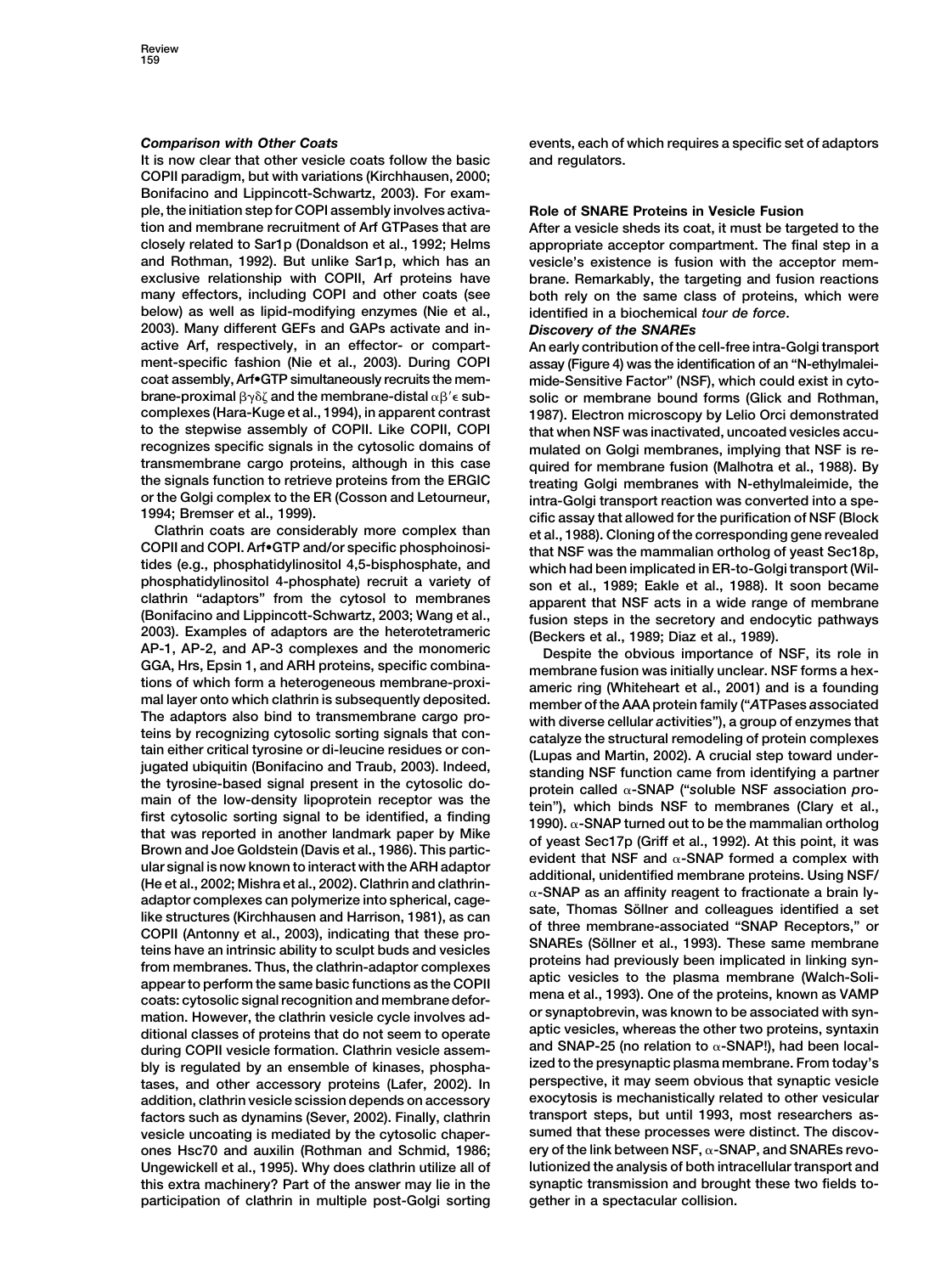### *Comparison with Other Coats*

It is now clear that other vesicle coats follow the basic COPII paradigm, but with variations (Kirchhausen, 2000; Bonifacino and Lippincott-Schwartz, 2003). For example, the initiation step for COPI assembly involves activation and membrane recruitment of Arf GTPases that are closely related to Sar1p (Donaldson et al., 1992; Helms and Rothman, 1992). But unlike Sar1p, which has an exclusive relationship with COPII, Arf proteins have many effectors, including COPI and other coats (see below) as well as lipid-modifying enzymes (Nie et al., 2003). Many different GEFs and GAPs activate and inactive Arf, respectively, in an effector- or compartment-specific fashion (Nie et al., 2003). During COPI coat assembly, Arf•GTP simultaneously recruits the membrane-proximal $\beta\gamma\delta\zeta$ and the membrane-distal $\alpha\beta'\epsilon$ subcomplexes (Hara-Kuge et al., 1994), in apparent contrast to the stepwise assembly of COPII. Like COPII, COPI recognizes specific signals in the cytosolic domains of transmembrane cargo proteins, although in this case the signals function to retrieve proteins from the ERGIC or the Golgi complex to the ER (Cosson and Letourneur, 1994; Bremser et al., 1999).

Clathrin coats are considerably more complex than COPII and COPI. Arf•GTP and/or specific phosphoinositides (e.g., phosphatidylinositol 4,5-bisphosphate, and phosphatidylinositol 4-phosphate) recruit a variety of clathrin "adaptors" from the cytosol to membranes (Bonifacino and Lippincott-Schwartz, 2003; Wang et al., 2003). Examples of adaptors are the heterotetrameric AP-1, AP-2, and AP-3 complexes and the monomeric GGA, Hrs, Epsin 1, and ARH proteins, specific combinations of which form a heterogeneous membrane-proximal layer onto which clathrin is subsequently deposited. The adaptors also bind to transmembrane cargo proteins by recognizing cytosolic sorting signals that contain either critical tyrosine or di-leucine residues or conjugated ubiquitin (Bonifacino and Traub, 2003). Indeed, the tyrosine-based signal present in the cytosolic domain of the low-density lipoprotein receptor was the first cytosolic sorting signal to be identified, a finding that was reported in another landmark paper by Mike Brown and Joe Goldstein (Davis et al., 1986). This particular signal is now known to interact with the ARH adaptor (He et al., 2002; Mishra et al., 2002). Clathrin and clathrin-adaptor complexes can polymerize into spherical, cage-like structures (Kirchhausen and Harrison, 1981), as can COPII (Antonny et al., 2003), indicating that these proteins have an intrinsic ability to sculpt buds and vesicles from membranes. Thus, the clathrin-adaptor complexes appear to perform the same basic functions as the COPII coats: cytosolic signal recognition and membrane deformation. However, the clathrin vesicle cycle involves additional classes of proteins that do not seem to operate during COPII vesicle formation. Clathrin vesicle assembly is regulated by an ensemble of kinases, phosphatases, and other accessory proteins (Lafer, 2002). In addition, clathrin vesicle scission depends on accessory factors such as dynamins (Sever, 2002). Finally, clathrin vesicle uncoating is mediated by the cytosolic chaperones Hsc70 and auxilin (Rothman and Schmid, 1986; Ungewickell et al., 1995). Why does clathrin utilize all of this extra machinery? Part of the answer may lie in the participation of clathrin in multiple post-Golgi sorting events, each of which requires a specific set of adaptors and regulators.

## Role of SNARE Proteins in Vesicle Fusion

After a vesicle sheds its coat, it must be targeted to the appropriate acceptor compartment. The final step in a vesicle's existence is fusion with the acceptor membrane. Remarkably, the targeting and fusion reactions both rely on the same class of proteins, which were identified in a biochemical *tour de force*.

### *Discovery of the SNAREs*

An early contribution of the cell-free intra-Golgi transport assay (Figure 4) was the identification of an "N-ethylmaleimide-Sensitive Factor" (NSF), which could exist in cytosolic or membrane bound forms (Glick and Rothman, 1987). Electron microscopy by Lelio Orci demonstrated that when NSF was inactivated, uncoated vesicles accumulated on Golgi membranes, implying that NSF is required for membrane fusion (Malhotra et al., 1988). By treating Golgi membranes with N-ethylmaleimide, the intra-Golgi transport reaction was converted into a specific assay that allowed for the purification of NSF (Block et al., 1988). Cloning of the corresponding gene revealed that NSF was the mammalian ortholog of yeast Sec18p, which had been implicated in ER-to-Golgi transport (Wilson et al., 1989; Eakle et al., 1988). It soon became apparent that NSF acts in a wide range of membrane fusion steps in the secretory and endocytic pathways (Beckers et al., 1989; Diaz et al., 1989).

Despite the obvious importance of NSF, its role in membrane fusion was initially unclear. NSF forms a hexameric ring (Whiteheart et al., 2001) and is a founding member of the AAA protein family ("*A*TPases *a*ssociated with diverse cellular *a*ctivities"), a group of enzymes that catalyze the structural remodeling of protein complexes (Lupas and Martin, 2002). A crucial step toward understanding NSF function came from identifying a partner protein called α-SNAP ("*s*oluble *N*SF *a*ssociation *p*rotein"), which binds NSF to membranes (Clary et al., 1990). α-SNAP turned out to be the mammalian ortholog of yeast Sec17p (Griff et al., 1992). At this point, it was evident that NSF and α-SNAP formed a complex with additional, unidentified membrane proteins. Using NSF/α-SNAP as an affinity reagent to fractionate a brain lysate, Thomas Söllner and colleagues identified a set of three membrane-associated "SNAP Receptors," or SNAREs (Söllner et al., 1993). These same membrane proteins had previously been implicated in linking synaptic vesicles to the plasma membrane (Walch-Solimena et al., 1993). One of the proteins, known as VAMP or synaptobrevin, was known to be associated with synaptic vesicles, whereas the other two proteins, syntaxin and SNAP-25 (no relation to α-SNAP!), had been localized to the presynaptic plasma membrane. From today's perspective, it may seem obvious that synaptic vesicle exocytosis is mechanistically related to other vesicular transport steps, but until 1993, most researchers assumed that these processes were distinct. The discovery of the link between NSF, α-SNAP, and SNAREs revolutionized the analysis of both intracellular transport and synaptic transmission and brought these two fields together in a spectacular collision.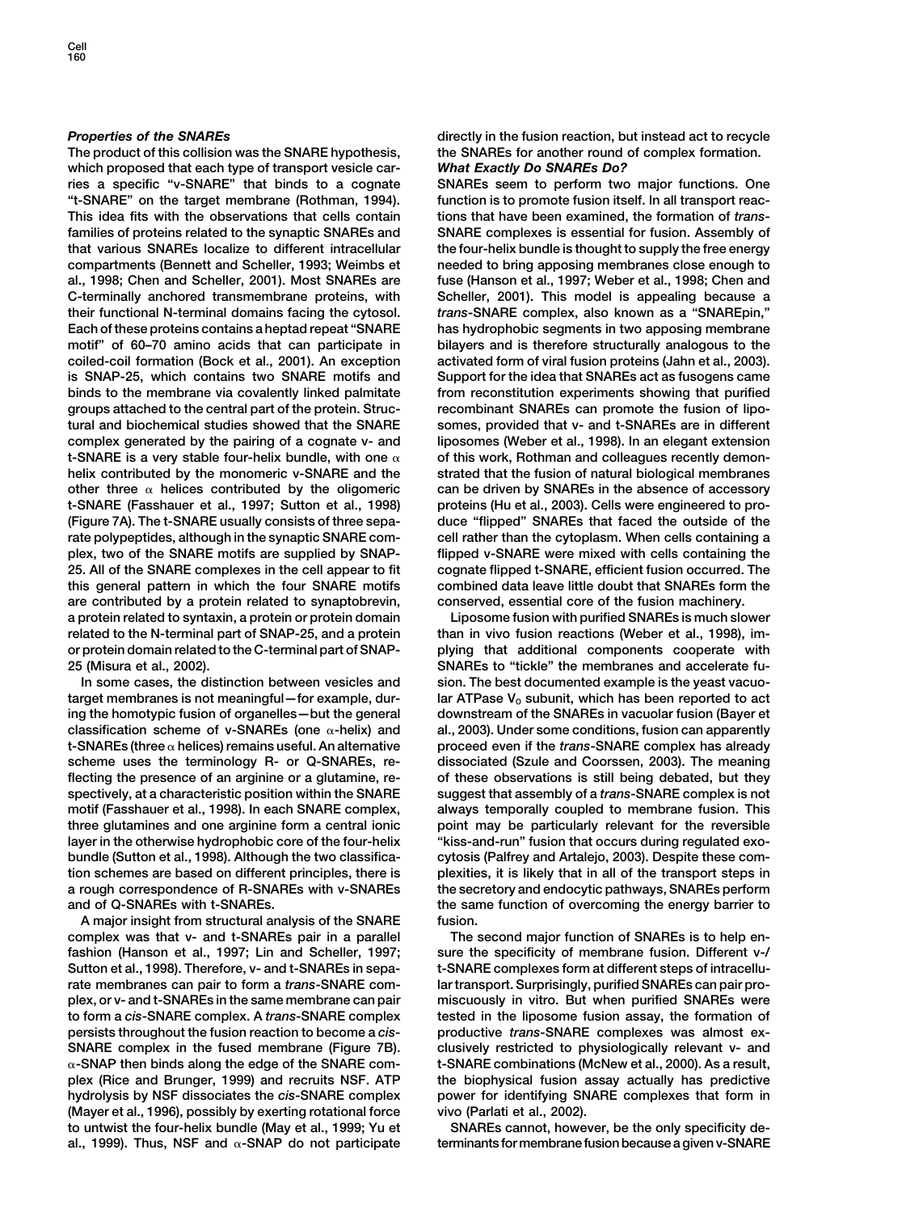### *Properties of the SNAREs*

The product of this collision was the SNARE hypothesis, which proposed that each type of transport vesicle carries a specific "v-SNARE" that binds to a cognate "t-SNARE" on the target membrane (Rothman, 1994). This idea fits with the observations that cells contain families of proteins related to the synaptic SNAREs and that various SNAREs localize to different intracellular compartments (Bennett and Scheller, 1993; Weimbs et al., 1998; Chen and Scheller, 2001). Most SNAREs are C-terminally anchored transmembrane proteins, with their functional N-terminal domains facing the cytosol. Each of these proteins contains a heptad repeat "SNARE motif" of 60–70 amino acids that can participate in coiled-coil formation (Bock et al., 2001). An exception is SNAP-25, which contains two SNARE motifs and binds to the membrane via covalently linked palmitate groups attached to the central part of the protein. Structural and biochemical studies showed that the SNARE complex generated by the pairing of a cognate v- and t-SNARE is a very stable four-helix bundle, with one $\alpha$ helix contributed by the monomeric v-SNARE and the other three $\alpha$ helices contributed by the oligomeric t-SNARE (Fasshauer et al., 1997; Sutton et al., 1998) (Figure 7A). The t-SNARE usually consists of three separate polypeptides, although in the synaptic SNARE complex, two of the SNARE motifs are supplied by SNAP-25. All of the SNARE complexes in the cell appear to fit this general pattern in which the four SNARE motifs are contributed by a protein related to synaptobrevin, a protein related to syntaxin, a protein or protein domain related to the N-terminal part of SNAP-25, and a protein or protein domain related to the C-terminal part of SNAP-25 (Misura et al., 2002).

In some cases, the distinction between vesicles and target membranes is not meaningful—for example, during the homotypic fusion of organelles—but the general classification scheme of v-SNAREs (one $\alpha$-helix) and t-SNAREs (three $\alpha$ helices) remains useful. An alternative scheme uses the terminology R- or Q-SNAREs, reflecting the presence of an arginine or a glutamine, respectively, at a characteristic position within the SNARE motif (Fasshauer et al., 1998). In each SNARE complex, three glutamines and one arginine form a central ionic layer in the otherwise hydrophobic core of the four-helix bundle (Sutton et al., 1998). Although the two classification schemes are based on different principles, there is a rough correspondence of R-SNAREs with v-SNAREs and of Q-SNAREs with t-SNAREs.

A major insight from structural analysis of the SNARE complex was that v- and t-SNAREs pair in a parallel fashion (Hanson et al., 1997; Lin and Scheller, 1997; Sutton et al., 1998). Therefore, v- and t-SNAREs in separate membranes can pair to form a *trans*-SNARE complex, or v- and t-SNAREs in the same membrane can pair to form a *cis*-SNARE complex. A *trans*-SNARE complex persists throughout the fusion reaction to become a *cis*-SNARE complex in the fused membrane (Figure 7B). $\alpha$-SNAP then binds along the edge of the SNARE complex (Rice and Brunger, 1999) and recruits NSF. ATP hydrolysis by NSF dissociates the *cis*-SNARE complex (Mayer et al., 1996), possibly by exerting rotational force to untwist the four-helix bundle (May et al., 1999; Yu et al., 1999). Thus, NSF and $\alpha$-SNAP do not participate directly in the fusion reaction, but instead act to recycle the SNAREs for another round of complex formation.

### *What Exactly Do SNAREs Do?*

SNAREs seem to perform two major functions. One function is to promote fusion itself. In all transport reactions that have been examined, the formation of *trans*-SNARE complexes is essential for fusion. Assembly of the four-helix bundle is thought to supply the free energy needed to bring apposing membranes close enough to fuse (Hanson et al., 1997; Weber et al., 1998; Chen and Scheller, 2001). This model is appealing because a *trans*-SNARE complex, also known as a "SNAREpin," has hydrophobic segments in two apposing membrane bilayers and is therefore structurally analogous to the activated form of viral fusion proteins (Jahn et al., 2003). Support for the idea that SNAREs act as fusogens came from reconstitution experiments showing that purified recombinant SNAREs can promote the fusion of liposomes, provided that v- and t-SNAREs are in different liposomes (Weber et al., 1998). In an elegant extension of this work, Rothman and colleagues recently demonstrated that the fusion of natural biological membranes can be driven by SNAREs in the absence of accessory proteins (Hu et al., 2003). Cells were engineered to produce "flipped" SNAREs that faced the outside of the cell rather than the cytoplasm. When cells containing a flipped v-SNARE were mixed with cells containing the cognate flipped t-SNARE, efficient fusion occurred. The combined data leave little doubt that SNAREs form the conserved, essential core of the fusion machinery.

Liposome fusion with purified SNAREs is much slower than in vivo fusion reactions (Weber et al., 1998), implying that additional components cooperate with SNAREs to "tickle" the membranes and accelerate fusion. The best documented example is the yeast vacuolar ATPase $V_0$ subunit, which has been reported to act downstream of the SNAREs in vacuolar fusion (Bayer et al., 2003). Under some conditions, fusion can apparently proceed even if the *trans*-SNARE complex has already dissociated (Szule and Coorssen, 2003). The meaning of these observations is still being debated, but they suggest that assembly of a *trans*-SNARE complex is not always temporally coupled to membrane fusion. This point may be particularly relevant for the reversible "kiss-and-run" fusion that occurs during regulated exocytosis (Palfrey and Artalejo, 2003). Despite these complexities, it is likely that in all of the transport steps in the secretory and endocytic pathways, SNAREs perform the same function of overcoming the energy barrier to fusion.

The second major function of SNAREs is to help ensure the specificity of membrane fusion. Different v-/t-SNARE complexes form at different steps of intracellular transport. Surprisingly, purified SNAREs can pair promiscuously in vitro. But when purified SNAREs were tested in the liposome fusion assay, the formation of productive *trans*-SNARE complexes was almost exclusively restricted to physiologically relevant v- and t-SNARE combinations (McNew et al., 2000). As a result, the biophysical fusion assay actually has predictive power for identifying SNARE complexes that form in vivo (Parlati et al., 2002).

SNAREs cannot, however, be the only specificity determinants for membrane fusion because a given v-SNARE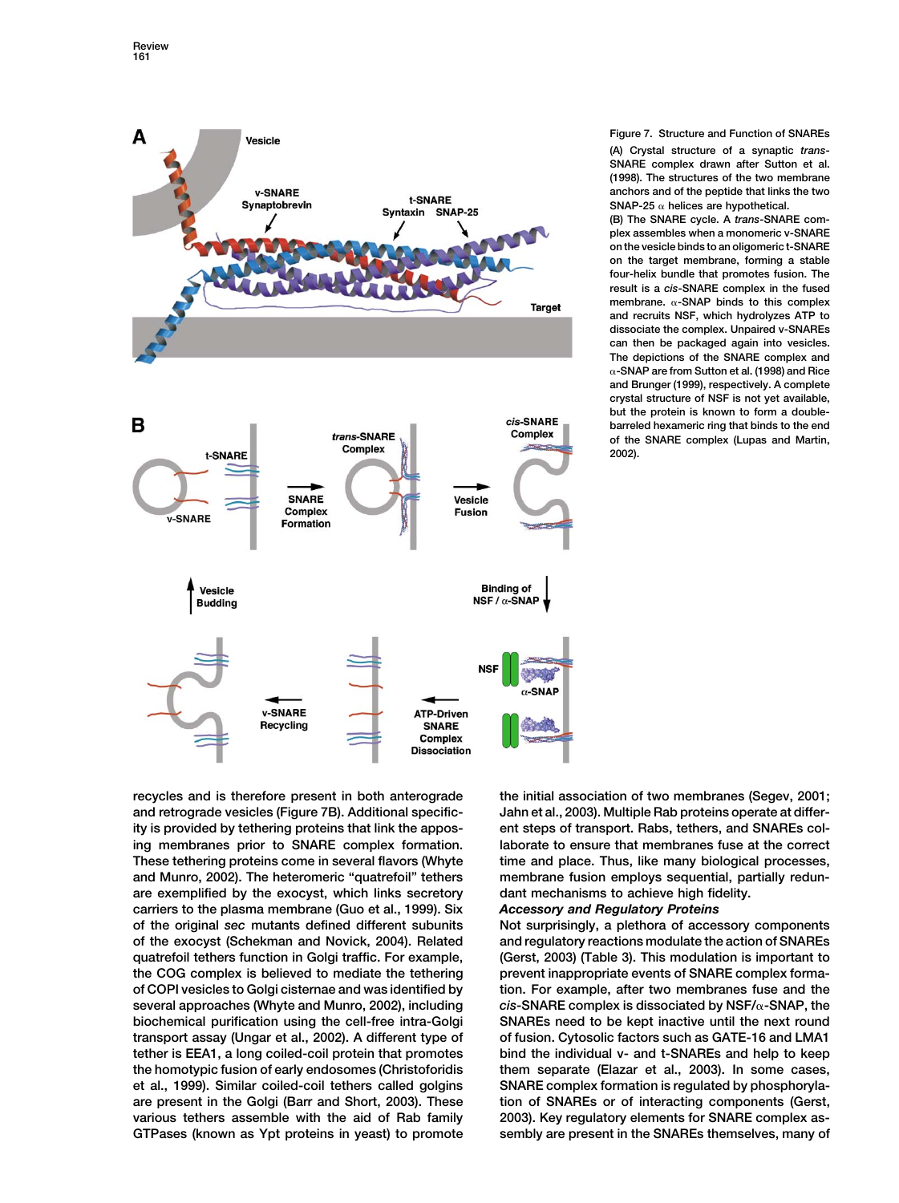Figure 7. Structure and Function of SNAREs

(A) Crystal structure of a synaptic *trans*-SNARE complex drawn after Sutton et al. (1998). The structures of the two membrane anchors and of the peptide that links the two SNAP-25 α helices are hypothetical.

(B) The SNARE cycle. A *trans*-SNARE complex assembles when a monomeric v-SNARE on the vesicle binds to an oligomeric t-SNARE on the target membrane, forming a stable four-helix bundle that promotes fusion. The result is a *cis*-SNARE complex in the fused membrane. α-SNAP binds to this complex and recruits NSF, which hydrolyzes ATP to dissociate the complex. Unpaired v-SNAREs can then be packaged again into vesicles. The depictions of the SNARE complex and α-SNAP are from Sutton et al. (1998) and Rice and Brunger (1999), respectively. A complete crystal structure of NSF is not yet available, but the protein is known to form a double-barreled hexameric ring that binds to the end of the SNARE complex (Lupas and Martin, 2002).

recycles and is therefore present in both anterograde and retrograde vesicles (Figure 7B). Additional specificity is provided by tethering proteins that link the apposing membranes prior to SNARE complex formation. These tethering proteins come in several flavors (Whyte and Munro, 2002). The heteromeric "quatrefoil" tethers are exemplified by the exocyst, which links secretory carriers to the plasma membrane (Guo et al., 1999). Six of the original *sec* mutants defined different subunits of the exocyst (Schekman and Novick, 2004). Related quatrefoil tethers function in Golgi traffic. For example, the COG complex is believed to mediate the tethering of COPI vesicles to Golgi cisternae and was identified by several approaches (Whyte and Munro, 2002), including biochemical purification using the cell-free intra-Golgi transport assay (Ungar et al., 2002). A different type of tether is EEA1, a long coiled-coil protein that promotes the homotypic fusion of early endosomes (Christoforidis et al., 1999). Similar coiled-coil tethers called golgins are present in the Golgi (Barr and Short, 2003). These various tethers assemble with the aid of Rab family GTPases (known as Ypt proteins in yeast) to promote the initial association of two membranes (Segev, 2001; Jahn et al., 2003). Multiple Rab proteins operate at different steps of transport. Rabs, tethers, and SNAREs collaborate to ensure that membranes fuse at the correct time and place. Thus, like many biological processes, membrane fusion employs sequential, partially redundant mechanisms to achieve high fidelity.

### Accessory and Regulatory Proteins

Not surprisingly, a plethora of accessory components and regulatory reactions modulate the action of SNAREs (Gerst, 2003) (Table 3). This modulation is important to prevent inappropriate events of SNARE complex formation. For example, after two membranes fuse and the *cis*-SNARE complex is dissociated by NSF/α-SNAP, the SNAREs need to be kept inactive until the next round of fusion. Cytosolic factors such as GATE-16 and LMA1 bind the individual v- and t-SNAREs and help to keep them separate (Elazar et al., 2003). In some cases, SNARE complex formation is regulated by phosphorylation of SNAREs or of interacting components (Gerst, 2003). Key regulatory elements for SNARE complex assembly are present in the SNAREs themselves, many of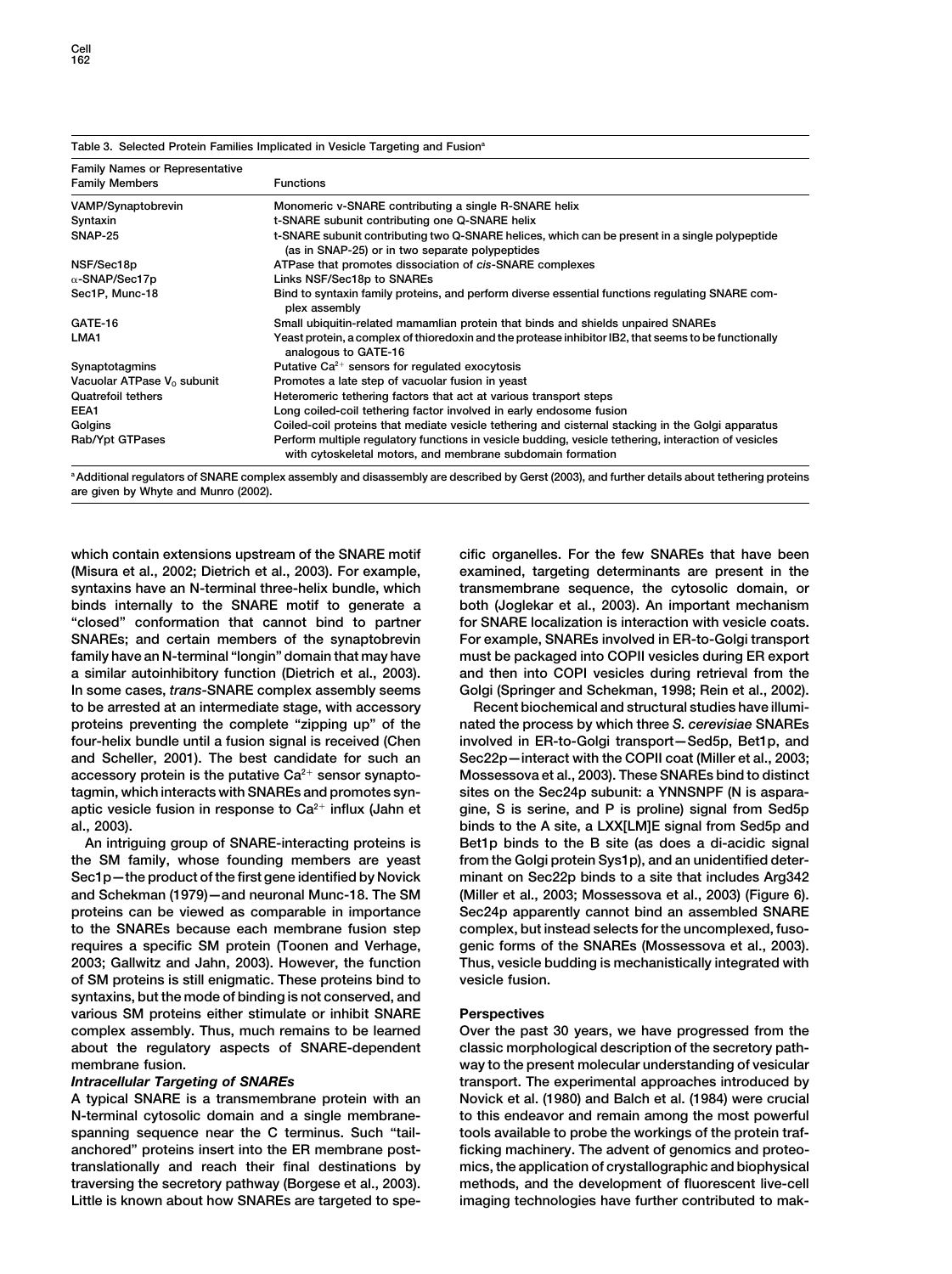Table 3. Selected Protein Families Implicated in Vesicle Targeting and Fusion[a]

| Family Names or Representative Family Members | Functions |
|---|---|
| VAMP/Synaptobrevin | Monomeric v-SNARE contributing a single R-SNARE helix |
| Syntaxin | t-SNARE subunit contributing one Q-SNARE helix |
| SNAP-25 | t-SNARE subunit contributing two Q-SNARE helices, which can be present in a single polypeptide (as in SNAP-25) or in two separate polypeptides |
| NSF/Sec18p | ATPase that promotes dissociation of *cis*-SNARE complexes |
| $\alpha$-SNAP/Sec17p | Links NSF/Sec18p to SNAREs |
| Sec1P, Munc-18 | Bind to syntaxin family proteins, and perform diverse essential functions regulating SNARE complex assembly |
| GATE-16 | Small ubiquitin-related mamamlian protein that binds and shields unpaired SNAREs |
| LMA1 | Yeast protein, a complex of thioredoxin and the protease inhibitor IB2, that seems to be functionally analogous to GATE-16 |
| Synaptotagmins | Putative $Ca^{2+}$ sensors for regulated exocytosis |
| Vacuolar ATPase $V_0$ subunit | Promotes a late step of vacuolar fusion in yeast |
| Quatrefoil tethers | Heteromeric tethering factors that act at various transport steps |
| EEA1 | Long coiled-coil tethering factor involved in early endosome fusion |
| Golgins | Coiled-coil proteins that mediate vesicle tethering and cisternal stacking in the Golgi apparatus |
| Rab/Ypt GTPases | Perform multiple regulatory functions in vesicle budding, vesicle tethering, interaction of vesicles with cytoskeletal motors, and membrane subdomain formation |

[a] Additional regulators of SNARE complex assembly and disassembly are described by Gerst (2003), and further details about tethering proteins are given by Whyte and Munro (2002).

which contain extensions upstream of the SNARE motif (Misura et al., 2002; Dietrich et al., 2003). For example, syntaxins have an N-terminal three-helix bundle, which binds internally to the SNARE motif to generate a "closed" conformation that cannot bind to partner SNAREs; and certain members of the synaptobrevin family have an N-terminal "longin" domain that may have a similar autoinhibitory function (Dietrich et al., 2003). In some cases, *trans*-SNARE complex assembly seems to be arrested at an intermediate stage, with accessory proteins preventing the complete "zipping up" of the four-helix bundle until a fusion signal is received (Chen and Scheller, 2001). The best candidate for such an accessory protein is the putative $Ca^{2+}$ sensor synaptotagmin, which interacts with SNAREs and promotes synaptic vesicle fusion in response to $Ca^{2+}$ influx (Jahn et al., 2003).

An intriguing group of SNARE-interacting proteins is the SM family, whose founding members are yeast Sec1p—the product of the first gene identified by Novick and Schekman (1979)—and neuronal Munc-18. The SM proteins can be viewed as comparable in importance to the SNAREs because each membrane fusion step requires a specific SM protein (Toonen and Verhage, 2003; Gallwitz and Jahn, 2003). However, the function of SM proteins is still enigmatic. These proteins bind to syntaxins, but the mode of binding is not conserved, and various SM proteins either stimulate or inhibit SNARE complex assembly. Thus, much remains to be learned about the regulatory aspects of SNARE-dependent membrane fusion.

***Intracellular Targeting of SNAREs***

A typical SNARE is a transmembrane protein with an N-terminal cytosolic domain and a single membrane-spanning sequence near the C terminus. Such "tail-anchored" proteins insert into the ER membrane post-translationally and reach their final destinations by traversing the secretory pathway (Borgese et al., 2003). Little is known about how SNAREs are targeted to specific organelles. For the few SNAREs that have been examined, targeting determinants are present in the transmembrane sequence, the cytosolic domain, or both (Joglekar et al., 2003). An important mechanism for SNARE localization is interaction with vesicle coats. For example, SNAREs involved in ER-to-Golgi transport must be packaged into COPII vesicles during ER export and then into COPI vesicles during retrieval from the Golgi (Springer and Schekman, 1998; Rein et al., 2002).

Recent biochemical and structural studies have illuminated the process by which three *S. cerevisiae* SNAREs involved in ER-to-Golgi transport—Sed5p, Bet1p, and Sec22p—interact with the COPII coat (Miller et al., 2003; Mossessova et al., 2003). These SNAREs bind to distinct sites on the Sec24p subunit: a YNNSNPF (N is asparagine, S is serine, and P is proline) signal from Sed5p binds to the A site, a LXX[LM]E signal from Sed5p and Bet1p binds to the B site (as does a di-acidic signal from the Golgi protein Sys1p), and an unidentified determinant on Sec22p binds to a site that includes Arg342 (Miller et al., 2003; Mossessova et al., 2003) (Figure 6). Sec24p apparently cannot bind an assembled SNARE complex, but instead selects for the uncomplexed, fusogenic forms of the SNAREs (Mossessova et al., 2003). Thus, vesicle budding is mechanistically integrated with vesicle fusion.

## Perspectives

Over the past 30 years, we have progressed from the classic morphological description of the secretory pathway to the present molecular understanding of vesicular transport. The experimental approaches introduced by Novick et al. (1980) and Balch et al. (1984) were crucial to this endeavor and remain among the most powerful tools available to probe the workings of the protein trafficking machinery. The advent of genomics and proteomics, the application of crystallographic and biophysical methods, and the development of fluorescent live-cell imaging technologies have further contributed to mak-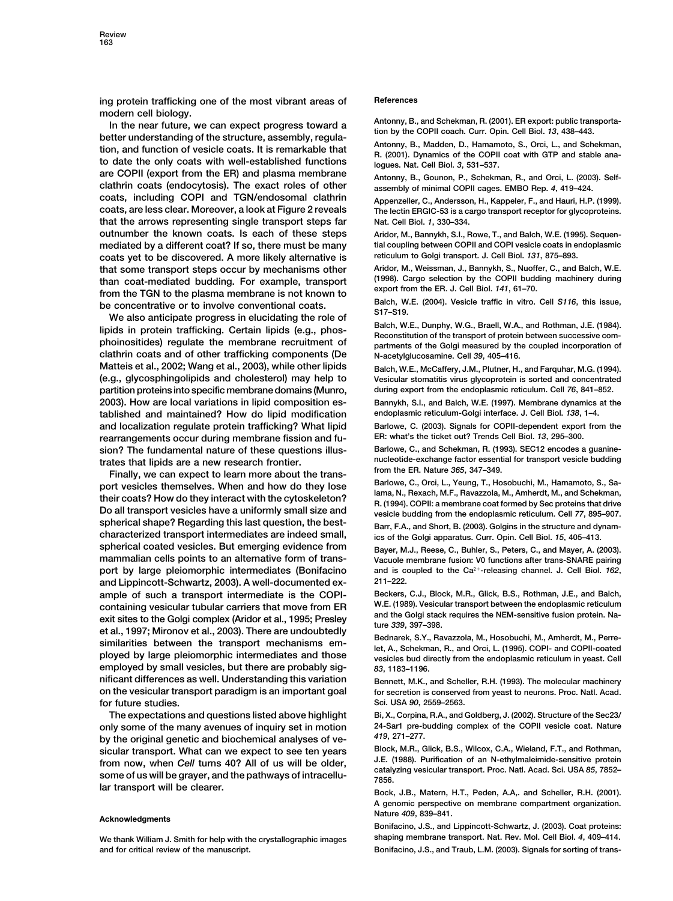ing protein trafficking one of the most vibrant areas of modern cell biology.

In the near future, we can expect progress toward a better understanding of the structure, assembly, regulation, and function of vesicle coats. It is remarkable that to date the only coats with well-established functions are COPII (export from the ER) and plasma membrane clathrin coats (endocytosis). The exact roles of other coats, including COPI and TGN/endosomal clathrin coats, are less clear. Moreover, a look at Figure 2 reveals that the arrows representing single transport steps far outnumber the known coats. Is each of these steps mediated by a different coat? If so, there must be many coats yet to be discovered. A more likely alternative is that some transport steps occur by mechanisms other than coat-mediated budding. For example, transport from the TGN to the plasma membrane is not known to be concentrative or to involve conventional coats.

We also anticipate progress in elucidating the role of lipids in protein trafficking. Certain lipids (e.g., phosphoinositides) regulate the membrane recruitment of clathrin coats and of other trafficking components (De Matteis et al., 2002; Wang et al., 2003), while other lipids (e.g., glycosphingolipids and cholesterol) may help to partition proteins into specific membrane domains (Munro, 2003). How are local variations in lipid composition established and maintained? How do lipid modification and localization regulate protein trafficking? What lipid rearrangements occur during membrane fission and fusion? The fundamental nature of these questions illustrates that lipids are a new research frontier.

Finally, we can expect to learn more about the transport vesicles themselves. When and how do they lose their coats? How do they interact with the cytoskeleton? Do all transport vesicles have a uniformly small size and spherical shape? Regarding this last question, the best-characterized transport intermediates are indeed small, spherical coated vesicles. But emerging evidence from mammalian cells points to an alternative form of transport by large pleiomorphic intermediates (Bonifacino and Lippincott-Schwartz, 2003). A well-documented example of such a transport intermediate is the COPI-containing vesicular tubular carriers that move from ER exit sites to the Golgi complex (Aridor et al., 1995; Presley et al., 1997; Mironov et al., 2003). There are undoubtedly similarities between the transport mechanisms employed by large pleiomorphic intermediates and those employed by small vesicles, but there are probably significant differences as well. Understanding this variation on the vesicular transport paradigm is an important goal for future studies.

The expectations and questions listed above highlight only some of the many avenues of inquiry set in motion by the original genetic and biochemical analyses of vesicular transport. What can we expect to see ten years from now, when *Cell* turns 40? All of us will be older, some of us will be grayer, and the pathways of intracellular transport will be clearer.

## Acknowledgments

We thank William J. Smith for help with the crystallographic images and for critical review of the manuscript.

## References

Antonny, B., and Schekman, R. (2001). ER export: public transportation by the COPII coach. Curr. Opin. Cell Biol. *13*, 438–443.

Antonny, B., Madden, D., Hamamoto, S., Orci, L., and Schekman, R. (2001). Dynamics of the COPII coat with GTP and stable analogues. Nat. Cell Biol. *3*, 531–537.

Antonny, B., Gounon, P., Schekman, R., and Orci, L. (2003). Self-assembly of minimal COPII cages. EMBO Rep. *4*, 419–424.

Appenzeller, C., Andersson, H., Kappeler, F., and Hauri, H.P. (1999). The lectin ERGIC-53 is a cargo transport receptor for glycoproteins. Nat. Cell Biol. *1*, 330–334.

Aridor, M., Bannykh, S.I., Rowe, T., and Balch, W.E. (1995). Sequential coupling between COPII and COPI vesicle coats in endoplasmic reticulum to Golgi transport. J. Cell Biol. *131*, 875–893.

Aridor, M., Weissman, J., Bannykh, S., Nuoffer, C., and Balch, W.E. (1998). Cargo selection by the COPII budding machinery during export from the ER. J. Cell Biol. *141*, 61–70.

Balch, W.E. (2004). Vesicle traffic in vitro. Cell *S116*, this issue, S17–S19.

Balch, W.E., Dunphy, W.G., Braell, W.A., and Rothman, J.E. (1984). Reconstitution of the transport of protein between successive compartments of the Golgi measured by the coupled incorporation of N-acetylglucosamine. Cell *39*, 405–416.

Balch, W.E., McCaffery, J.M., Plutner, H., and Farquhar, M.G. (1994). Vesicular stomatitis virus glycoprotein is sorted and concentrated during export from the endoplasmic reticulum. Cell *76*, 841–852.

Bannykh, S.I., and Balch, W.E. (1997). Membrane dynamics at the endoplasmic reticulum-Golgi interface. J. Cell Biol. *138*, 1–4.

Barlowe, C. (2003). Signals for COPII-dependent export from the ER: what's the ticket out? Trends Cell Biol. *13*, 295–300.

Barlowe, C., and Schekman, R. (1993). SEC12 encodes a guanine-nucleotide-exchange factor essential for transport vesicle budding from the ER. Nature *365*, 347–349.

Barlowe, C., Orci, L., Yeung, T., Hosobuchi, M., Hamamoto, S., Salama, N., Rexach, M.F., Ravazzola, M., Amherdt, M., and Schekman, R. (1994). COPII: a membrane coat formed by Sec proteins that drive vesicle budding from the endoplasmic reticulum. Cell *77*, 895–907.

Barr, F.A., and Short, B. (2003). Golgins in the structure and dynamics of the Golgi apparatus. Curr. Opin. Cell Biol. *15*, 405–413.

Bayer, M.J., Reese, C., Buhler, S., Peters, C., and Mayer, A. (2003). Vacuole membrane fusion: V0 functions after trans-SNARE pairing and is coupled to the $Ca^{2+}$-releasing channel. J. Cell Biol. *162*, 211–222.

Beckers, C.J., Block, M.R., Glick, B.S., Rothman, J.E., and Balch, W.E. (1989). Vesicular transport between the endoplasmic reticulum and the Golgi stack requires the NEM-sensitive fusion protein. Nature *339*, 397–398.

Bednarek, S.Y., Ravazzola, M., Hosobuchi, M., Amherdt, M., Perrelet, A., Schekman, R., and Orci, L. (1995). COPI- and COPII-coated vesicles bud directly from the endoplasmic reticulum in yeast. Cell *83*, 1183–1196.

Bennett, M.K., and Scheller, R.H. (1993). The molecular machinery for secretion is conserved from yeast to neurons. Proc. Natl. Acad. Sci. USA *90*, 2559–2563.

Bi, X., Corpina, R.A., and Goldberg, J. (2002). Structure of the Sec23/24-Sar1 pre-budding complex of the COPII vesicle coat. Nature *419*, 271–277.

Block, M.R., Glick, B.S., Wilcox, C.A., Wieland, F.T., and Rothman, J.E. (1988). Purification of an N-ethylmaleimide-sensitive protein catalyzing vesicular transport. Proc. Natl. Acad. Sci. USA *85*, 7852–7856.

Bock, J.B., Matern, H.T., Peden, A.A., and Scheller, R.H. (2001). A genomic perspective on membrane compartment organization. Nature *409*, 839–841.

Bonifacino, J.S., and Lippincott-Schwartz, J. (2003). Coat proteins: shaping membrane transport. Nat. Rev. Mol. Cell Biol. *4*, 409–414.

Bonifacino, J.S., and Traub, L.M. (2003). Signals for sorting of trans-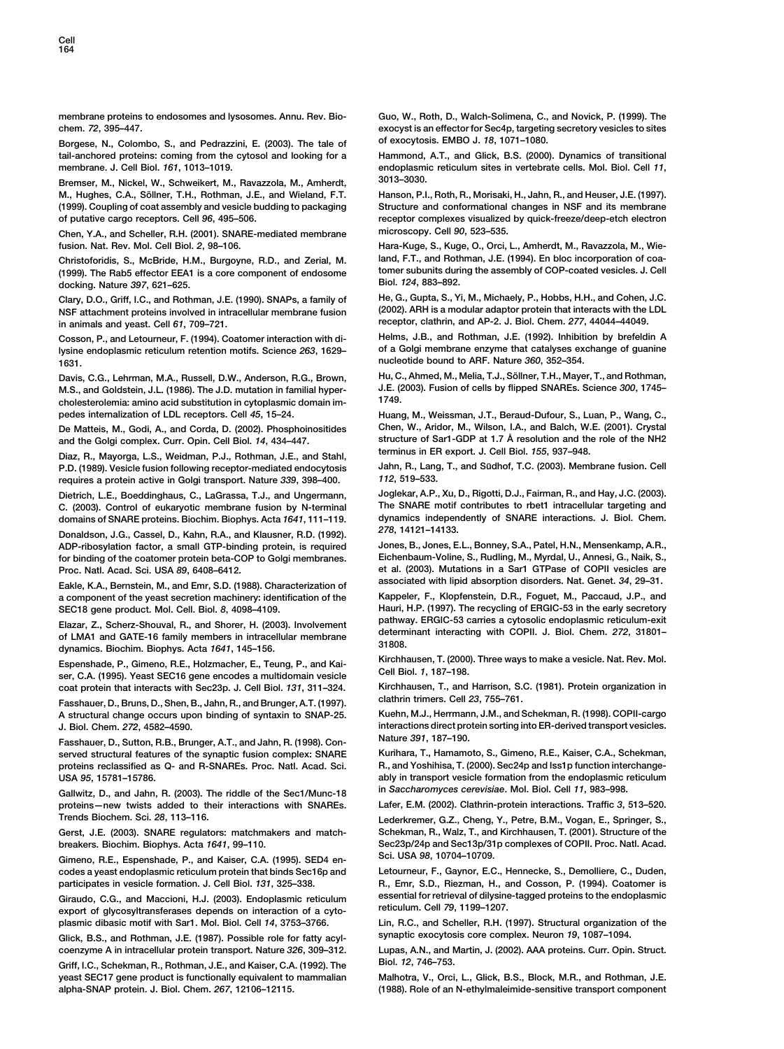membrane proteins to endosomes and lysosomes. Annu. Rev. Biochem. *72*, 395–447.

Borgese, N., Colombo, S., and Pedrazzini, E. (2003). The tale of tail-anchored proteins: coming from the cytosol and looking for a membrane. J. Cell Biol. *161*, 1013–1019.

Bremser, M., Nickel, W., Schweikert, M., Ravazzola, M., Amherdt, M., Hughes, C.A., Söllner, T.H., Rothman, J.E., and Wieland, F.T. (1999). Coupling of coat assembly and vesicle budding to packaging of putative cargo receptors. Cell *96*, 495–506.

Chen, Y.A., and Scheller, R.H. (2001). SNARE-mediated membrane fusion. Nat. Rev. Mol. Cell Biol. *2*, 98–106.

Christoforidis, S., McBride, H.M., Burgoyne, R.D., and Zerial, M. (1999). The Rab5 effector EEA1 is a core component of endosome docking. Nature *397*, 621–625.

Clary, D.O., Griff, I.C., and Rothman, J.E. (1990). SNAPs, a family of NSF attachment proteins involved in intracellular membrane fusion in animals and yeast. Cell *61*, 709–721.

Cosson, P., and Letourneur, F. (1994). Coatomer interaction with di-lysine endoplasmic reticulum retention motifs. Science *263*, 1629–1631.

Davis, C.G., Lehrman, M.A., Russell, D.W., Anderson, R.G., Brown, M.S., and Goldstein, J.L. (1986). The J.D. mutation in familial hypercholesterolemia: amino acid substitution in cytoplasmic domain impedes internalization of LDL receptors. Cell *45*, 15–24.

De Matteis, M., Godi, A., and Corda, D. (2002). Phosphoinositides and the Golgi complex. Curr. Opin. Cell Biol. *14*, 434–447.

Diaz, R., Mayorga, L.S., Weidman, P.J., Rothman, J.E., and Stahl, P.D. (1989). Vesicle fusion following receptor-mediated endocytosis requires a protein active in Golgi transport. Nature *339*, 398–400.

Dietrich, L.E., Boeddinghaus, C., LaGrassa, T.J., and Ungermann, C. (2003). Control of eukaryotic membrane fusion by N-terminal domains of SNARE proteins. Biochim. Biophys. Acta *1641*, 111–119.

Donaldson, J.G., Cassel, D., Kahn, R.A., and Klausner, R.D. (1992). ADP-ribosylation factor, a small GTP-binding protein, is required for binding of the coatomer protein beta-COP to Golgi membranes. Proc. Natl. Acad. Sci. USA *89*, 6408–6412.

Eakle, K.A., Bernstein, M., and Emr, S.D. (1988). Characterization of a component of the yeast secretion machinery: identification of the SEC18 gene product. Mol. Cell. Biol. *8*, 4098–4109.

Elazar, Z., Scherz-Shouval, R., and Shorer, H. (2003). Involvement of LMA1 and GATE-16 family members in intracellular membrane dynamics. Biochim. Biophys. Acta *1641*, 145–156.

Espenshade, P., Gimeno, R.E., Holzmacher, E., Teung, P., and Kaiser, C.A. (1995). Yeast SEC16 gene encodes a multidomain vesicle coat protein that interacts with Sec23p. J. Cell Biol. *131*, 311–324.

Fasshauer, D., Bruns, D., Shen, B., Jahn, R., and Brunger, A.T. (1997). A structural change occurs upon binding of syntaxin to SNAP-25. J. Biol. Chem. *272*, 4582–4590.

Fasshauer, D., Sutton, R.B., Brunger, A.T., and Jahn, R. (1998). Conserved structural features of the synaptic fusion complex: SNARE proteins reclassified as Q- and R-SNAREs. Proc. Natl. Acad. Sci. USA *95*, 15781–15786.

Gallwitz, D., and Jahn, R. (2003). The riddle of the Sec1/Munc-18 proteins—new twists added to their interactions with SNAREs. Trends Biochem. Sci. *28*, 113–116.

Gerst, J.E. (2003). SNARE regulators: matchmakers and matchbreakers. Biochim. Biophys. Acta *1641*, 99–110.

Gimeno, R.E., Espenshade, P., and Kaiser, C.A. (1995). SED4 encodes a yeast endoplasmic reticulum protein that binds Sec16p and participates in vesicle formation. J. Cell Biol. *131*, 325–338.

Giraudo, C.G., and Maccioni, H.J. (2003). Endoplasmic reticulum export of glycosyltransferases depends on interaction of a cytoplasmic dibasic motif with Sar1. Mol. Biol. Cell *14*, 3753–3766.

Glick, B.S., and Rothman, J.E. (1987). Possible role for fatty acyl-coenzyme A in intracellular protein transport. Nature *326*, 309–312.

Griff, I.C., Schekman, R., Rothman, J.E., and Kaiser, C.A. (1992). The yeast SEC17 gene product is functionally equivalent to mammalian alpha-SNAP protein. J. Biol. Chem. *267*, 12106–12115.

Guo, W., Roth, D., Walch-Solimena, C., and Novick, P. (1999). The exocyst is an effector for Sec4p, targeting secretory vesicles to sites of exocytosis. EMBO J. *18*, 1071–1080.

Hammond, A.T., and Glick, B.S. (2000). Dynamics of transitional endoplasmic reticulum sites in vertebrate cells. Mol. Biol. Cell *11*, 3013–3030.

Hanson, P.I., Roth, R., Morisaki, H., Jahn, R., and Heuser, J.E. (1997). Structure and conformational changes in NSF and its membrane receptor complexes visualized by quick-freeze/deep-etch electron microscopy. Cell *90*, 523–535.

Hara-Kuge, S., Kuge, O., Orci, L., Amherdt, M., Ravazzola, M., Wieland, F.T., and Rothman, J.E. (1994). En bloc incorporation of coatomer subunits during the assembly of COP-coated vesicles. J. Cell Biol. *124*, 883–892.

He, G., Gupta, S., Yi, M., Michaely, P., Hobbs, H.H., and Cohen, J.C. (2002). ARH is a modular adaptor protein that interacts with the LDL receptor, clathrin, and AP-2. J. Biol. Chem. *277*, 44044–44049.

Helms, J.B., and Rothman, J.E. (1992). Inhibition by brefeldin A of a Golgi membrane enzyme that catalyses exchange of guanine nucleotide bound to ARF. Nature *360*, 352–354.

Hu, C., Ahmed, M., Melia, T.J., Söllner, T.H., Mayer, T., and Rothman, J.E. (2003). Fusion of cells by flipped SNAREs. Science *300*, 1745–1749.

Huang, M., Weissman, J.T., Beraud-Dufour, S., Luan, P., Wang, C., Chen, W., Aridor, M., Wilson, I.A., and Balch, W.E. (2001). Crystal structure of Sar1-GDP at 1.7 Å resolution and the role of the NH2 terminus in ER export. J. Cell Biol. *155*, 937–948.

Jahn, R., Lang, T., and Südhof, T.C. (2003). Membrane fusion. Cell *112*, 519–533.

Joglekar, A.P., Xu, D., Rigotti, D.J., Fairman, R., and Hay, J.C. (2003). The SNARE motif contributes to rbet1 intracellular targeting and dynamics independently of SNARE interactions. J. Biol. Chem. *278*, 14121–14133.

Jones, B., Jones, E.L., Bonney, S.A., Patel, H.N., Mensenkamp, A.R., Eichenbaum-Voline, S., Rudling, M., Myrdal, U., Annesi, G., Naik, S., et al. (2003). Mutations in a Sar1 GTPase of COPII vesicles are associated with lipid absorption disorders. Nat. Genet. *34*, 29–31.

Kappeler, F., Klopfenstein, D.R., Foguet, M., Paccaud, J.P., and Hauri, H.P. (1997). The recycling of ERGIC-53 in the early secretory pathway. ERGIC-53 carries a cytosolic endoplasmic reticulum-exit determinant interacting with COPII. J. Biol. Chem. *272*, 31801–31808.

Kirchhausen, T. (2000). Three ways to make a vesicle. Nat. Rev. Mol. Cell Biol. *1*, 187–198.

Kirchhausen, T., and Harrison, S.C. (1981). Protein organization in clathrin trimers. Cell *23*, 755–761.

Kuehn, M.J., Herrmann, J.M., and Schekman, R. (1998). COPII-cargo interactions direct protein sorting into ER-derived transport vesicles. Nature *391*, 187–190.

Kurihara, T., Hamamoto, S., Gimeno, R.E., Kaiser, C.A., Schekman, R., and Yoshihisa, T. (2000). Sec24p and Iss1p function interchangeably in transport vesicle formation from the endoplasmic reticulum in *Saccharomyces cerevisiae*. Mol. Biol. Cell *11*, 983–998.

Lafer, E.M. (2002). Clathrin-protein interactions. Traffic *3*, 513–520.

Lederkremer, G.Z., Cheng, Y., Petre, B.M., Vogan, E., Springer, S., Schekman, R., Walz, T., and Kirchhausen, T. (2001). Structure of the Sec23p/24p and Sec13p/31p complexes of COPII. Proc. Natl. Acad. Sci. USA *98*, 10704–10709.

Letourneur, F., Gaynor, E.C., Hennecke, S., Demolliere, C., Duden, R., Emr, S.D., Riezman, H., and Cosson, P. (1994). Coatomer is essential for retrieval of dilysine-tagged proteins to the endoplasmic reticulum. Cell *79*, 1199–1207.

Lin, R.C., and Scheller, R.H. (1997). Structural organization of the synaptic exocytosis core complex. Neuron *19*, 1087–1094.

Lupas, A.N., and Martin, J. (2002). AAA proteins. Curr. Opin. Struct. Biol. *12*, 746–753.

Malhotra, V., Orci, L., Glick, B.S., Block, M.R., and Rothman, J.E. (1988). Role of an N-ethylmaleimide-sensitive transport component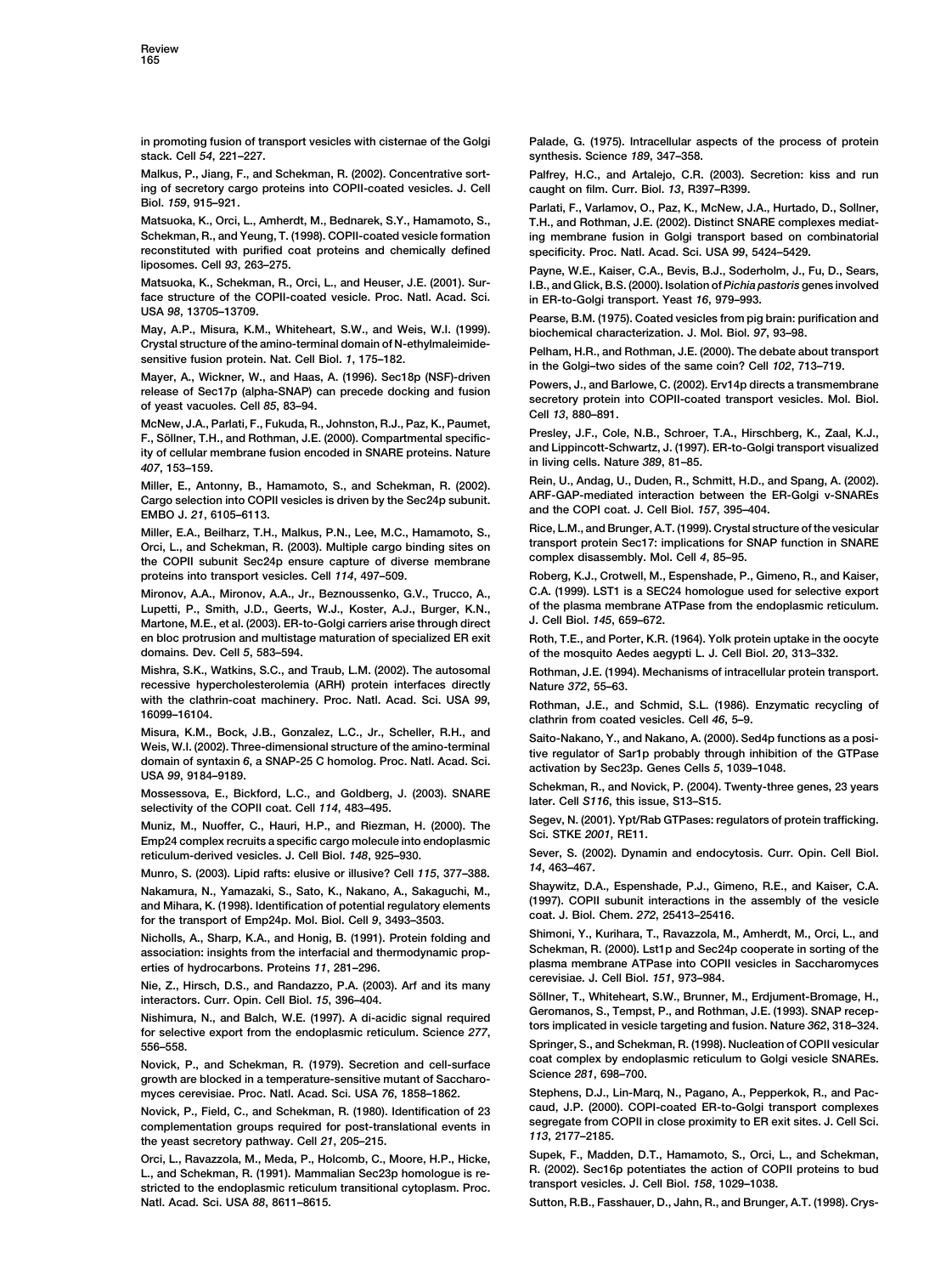in promoting fusion of transport vesicles with cisternae of the Golgi stack. Cell *54*, 221–227.

Malkus, P., Jiang, F., and Schekman, R. (2002). Concentrative sorting of secretory cargo proteins into COPII-coated vesicles. J. Cell Biol. *159*, 915–921.

Matsuoka, K., Orci, L., Amherdt, M., Bednarek, S.Y., Hamamoto, S., Schekman, R., and Yeung, T. (1998). COPII-coated vesicle formation reconstituted with purified coat proteins and chemically defined liposomes. Cell *93*, 263–275.

Matsuoka, K., Schekman, R., Orci, L., and Heuser, J.E. (2001). Surface structure of the COPII-coated vesicle. Proc. Natl. Acad. Sci. USA *98*, 13705–13709.

May, A.P., Misura, K.M., Whiteheart, S.W., and Weis, W.I. (1999). Crystal structure of the amino-terminal domain of N-ethylmaleimide-sensitive fusion protein. Nat. Cell Biol. *1*, 175–182.

Mayer, A., Wickner, W., and Haas, A. (1996). Sec18p (NSF)-driven release of Sec17p (alpha-SNAP) can precede docking and fusion of yeast vacuoles. Cell *85*, 83–94.

McNew, J.A., Parlati, F., Fukuda, R., Johnston, R.J., Paz, K., Paumet, F., Söllner, T.H., and Rothman, J.E. (2000). Compartmental specificity of cellular membrane fusion encoded in SNARE proteins. Nature *407*, 153–159.

Miller, E., Antonny, B., Hamamoto, S., and Schekman, R. (2002). Cargo selection into COPII vesicles is driven by the Sec24p subunit. EMBO J. *21*, 6105–6113.

Miller, E.A., Beilharz, T.H., Malkus, P.N., Lee, M.C., Hamamoto, S., Orci, L., and Schekman, R. (2003). Multiple cargo binding sites on the COPII subunit Sec24p ensure capture of diverse membrane proteins into transport vesicles. Cell *114*, 497–509.

Mironov, A.A., Mironov, A.A., Jr., Beznoussenko, G.V., Trucco, A., Lupetti, P., Smith, J.D., Geerts, W.J., Koster, A.J., Burger, K.N., Martone, M.E., et al. (2003). ER-to-Golgi carriers arise through direct en bloc protrusion and multistage maturation of specialized ER exit domains. Dev. Cell *5*, 583–594.

Mishra, S.K., Watkins, S.C., and Traub, L.M. (2002). The autosomal recessive hypercholesterolemia (ARH) protein interfaces directly with the clathrin-coat machinery. Proc. Natl. Acad. Sci. USA *99*, 16099–16104.

Misura, K.M., Bock, J.B., Gonzalez, L.C., Jr., Scheller, R.H., and Weis, W.I. (2002). Three-dimensional structure of the amino-terminal domain of syntaxin 6, a SNAP-25 C homolog. Proc. Natl. Acad. Sci. USA *99*, 9184–9189.

Mossessova, E., Bickford, L.C., and Goldberg, J. (2003). SNARE selectivity of the COPII coat. Cell *114*, 483–495.

Muniz, M., Nuoffer, C., Hauri, H.P., and Riezman, H. (2000). The Emp24 complex recruits a specific cargo molecule into endoplasmic reticulum-derived vesicles. J. Cell Biol. *148*, 925–930.

Munro, S. (2003). Lipid rafts: elusive or illusive? Cell *115*, 377–388.

Nakamura, N., Yamazaki, S., Sato, K., Nakano, A., Sakaguchi, M., and Mihara, K. (1998). Identification of potential regulatory elements for the transport of Emp24p. Mol. Biol. Cell *9*, 3493–3503.

Nicholls, A., Sharp, K.A., and Honig, B. (1991). Protein folding and association: insights from the interfacial and thermodynamic properties of hydrocarbons. Proteins *11*, 281–296.

Nie, Z., Hirsch, D.S., and Randazzo, P.A. (2003). Arf and its many interactors. Curr. Opin. Cell Biol. *15*, 396–404.

Nishimura, N., and Balch, W.E. (1997). A di-acidic signal required for selective export from the endoplasmic reticulum. Science *277*, 556–558.

Novick, P., and Schekman, R. (1979). Secretion and cell-surface growth are blocked in a temperature-sensitive mutant of Saccharomyces cerevisiae. Proc. Natl. Acad. Sci. USA *76*, 1858–1862.

Novick, P., Field, C., and Schekman, R. (1980). Identification of 23 complementation groups required for post-translational events in the yeast secretory pathway. Cell *21*, 205–215.

Orci, L., Ravazzola, M., Meda, P., Holcomb, C., Moore, H.P., Hicke, L., and Schekman, R. (1991). Mammalian Sec23p homologue is restricted to the endoplasmic reticulum transitional cytoplasm. Proc. Natl. Acad. Sci. USA *88*, 8611–8615.

Palade, G. (1975). Intracellular aspects of the process of protein synthesis. Science *189*, 347–358.

Palfrey, H.C., and Artalejo, C.R. (2003). Secretion: kiss and run caught on film. Curr. Biol. *13*, R397–R399.

Parlati, F., Varlamov, O., Paz, K., McNew, J.A., Hurtado, D., Sollner, T.H., and Rothman, J.E. (2002). Distinct SNARE complexes mediating membrane fusion in Golgi transport based on combinatorial specificity. Proc. Natl. Acad. Sci. USA *99*, 5424–5429.

Payne, W.E., Kaiser, C.A., Bevis, B.J., Soderholm, J., Fu, D., Sears, I.B., and Glick, B.S. (2000). Isolation of *Pichia pastoris* genes involved in ER-to-Golgi transport. Yeast *16*, 979–993.

Pearse, B.M. (1975). Coated vesicles from pig brain: purification and biochemical characterization. J. Mol. Biol. *97*, 93–98.

Pelham, H.R., and Rothman, J.E. (2000). The debate about transport in the Golgi–two sides of the same coin? Cell *102*, 713–719.

Powers, J., and Barlowe, C. (2002). Erv14p directs a transmembrane secretory protein into COPII-coated transport vesicles. Mol. Biol. Cell *13*, 880–891.

Presley, J.F., Cole, N.B., Schroer, T.A., Hirschberg, K., Zaal, K.J., and Lippincott-Schwartz, J. (1997). ER-to-Golgi transport visualized in living cells. Nature *389*, 81–85.

Rein, U., Andag, U., Duden, R., Schmitt, H.D., and Spang, A. (2002). ARF-GAP-mediated interaction between the ER-Golgi v-SNAREs and the COPI coat. J. Cell Biol. *157*, 395–404.

Rice, L.M., and Brunger, A.T. (1999). Crystal structure of the vesicular transport protein Sec17: implications for SNAP function in SNARE complex disassembly. Mol. Cell *4*, 85–95.

Roberg, K.J., Crotwell, M., Espenshade, P., Gimeno, R., and Kaiser, C.A. (1999). LST1 is a SEC24 homologue used for selective export of the plasma membrane ATPase from the endoplasmic reticulum. J. Cell Biol. *145*, 659–672.

Roth, T.E., and Porter, K.R. (1964). Yolk protein uptake in the oocyte of the mosquito Aedes aegypti L. J. Cell Biol. *20*, 313–332.

Rothman, J.E. (1994). Mechanisms of intracellular protein transport. Nature *372*, 55–63.

Rothman, J.E., and Schmid, S.L. (1986). Enzymatic recycling of clathrin from coated vesicles. Cell *46*, 5–9.

Saito-Nakano, Y., and Nakano, A. (2000). Sed4p functions as a positive regulator of Sar1p probably through inhibition of the GTPase activation by Sec23p. Genes Cells *5*, 1039–1048.

Schekman, R., and Novick, P. (2004). Twenty-three genes, 23 years later. Cell *S116*, this issue, S13–S15.

Segev, N. (2001). Ypt/Rab GTPases: regulators of protein trafficking. Sci. STKE *2001*, RE11.

Sever, S. (2002). Dynamin and endocytosis. Curr. Opin. Cell Biol. *14*, 463–467.

Shaywitz, D.A., Espenshade, P.J., Gimeno, R.E., and Kaiser, C.A. (1997). COPII subunit interactions in the assembly of the vesicle coat. J. Biol. Chem. *272*, 25413–25416.

Shimoni, Y., Kurihara, T., Ravazzola, M., Amherdt, M., Orci, L., and Schekman, R. (2000). Lst1p and Sec24p cooperate in sorting of the plasma membrane ATPase into COPII vesicles in Saccharomyces cerevisiae. J. Cell Biol. *151*, 973–984.

Söllner, T., Whiteheart, S.W., Brunner, M., Erdjument-Bromage, H., Geromanos, S., Tempst, P., and Rothman, J.E. (1993). SNAP receptors implicated in vesicle targeting and fusion. Nature *362*, 318–324.

Springer, S., and Schekman, R. (1998). Nucleation of COPII vesicular coat complex by endoplasmic reticulum to Golgi vesicle SNAREs. Science *281*, 698–700.

Stephens, D.J., Lin-Marq, N., Pagano, A., Pepperkok, R., and Paccaud, J.P. (2000). COPI-coated ER-to-Golgi transport complexes segregate from COPII in close proximity to ER exit sites. J. Cell Sci. *113*, 2177–2185.

Supek, F., Madden, D.T., Hamamoto, S., Orci, L., and Schekman, R. (2002). Sec16p potentiates the action of COPII proteins to bud transport vesicles. J. Cell Biol. *158*, 1029–1038.

Sutton, R.B., Fasshauer, D., Jahn, R., and Brunger, A.T. (1998). Crys-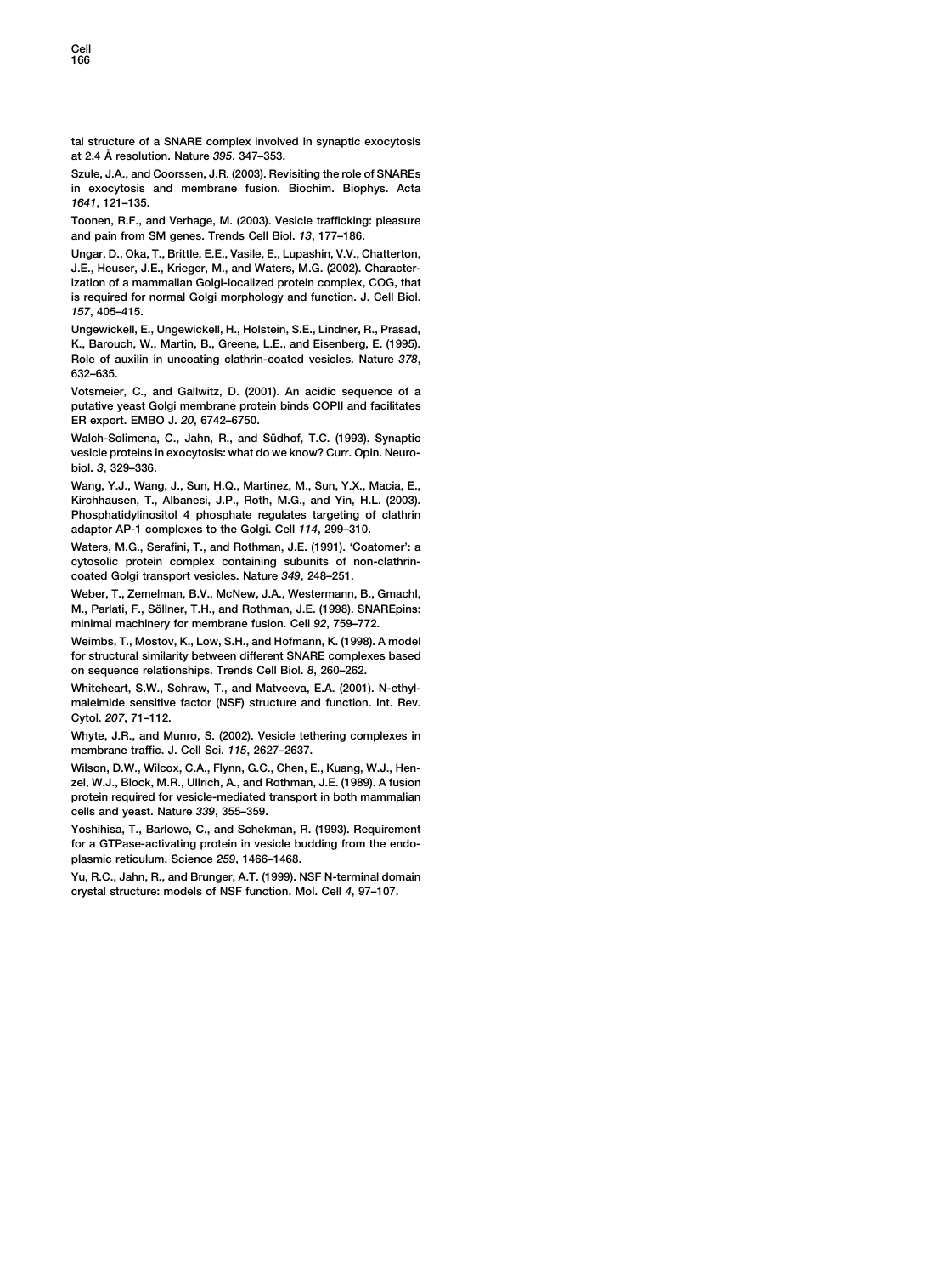tal structure of a SNARE complex involved in synaptic exocytosis at 2.4 Å resolution. Nature *395*, 347–353.

Szule, J.A., and Coorssen, J.R. (2003). Revisiting the role of SNAREs in exocytosis and membrane fusion. Biochim. Biophys. Acta *1641*, 121–135.

Toonen, R.F., and Verhage, M. (2003). Vesicle trafficking: pleasure and pain from SM genes. Trends Cell Biol. *13*, 177–186.

Ungar, D., Oka, T., Brittle, E.E., Vasile, E., Lupashin, V.V., Chatterton, J.E., Heuser, J.E., Krieger, M., and Waters, M.G. (2002). Characterization of a mammalian Golgi-localized protein complex, COG, that is required for normal Golgi morphology and function. J. Cell Biol. *157*, 405–415.

Ungewickell, E., Ungewickell, H., Holstein, S.E., Lindner, R., Prasad, K., Barouch, W., Martin, B., Greene, L.E., and Eisenberg, E. (1995). Role of auxilin in uncoating clathrin-coated vesicles. Nature *378*, 632–635.

Votsmeier, C., and Gallwitz, D. (2001). An acidic sequence of a putative yeast Golgi membrane protein binds COPII and facilitates ER export. EMBO J. *20*, 6742–6750.

Walch-Solimena, C., Jahn, R., and Südhof, T.C. (1993). Synaptic vesicle proteins in exocytosis: what do we know? Curr. Opin. Neurobiol. *3*, 329–336.

Wang, Y.J., Wang, J., Sun, H.Q., Martinez, M., Sun, Y.X., Macia, E., Kirchhausen, T., Albanesi, J.P., Roth, M.G., and Yin, H.L. (2003). Phosphatidylinositol 4 phosphate regulates targeting of clathrin adaptor AP-1 complexes to the Golgi. Cell *114*, 299–310.

Waters, M.G., Serafini, T., and Rothman, J.E. (1991). 'Coatomer': a cytosolic protein complex containing subunits of non-clathrin-coated Golgi transport vesicles. Nature *349*, 248–251.

Weber, T., Zemelman, B.V., McNew, J.A., Westermann, B., Gmachl, M., Parlati, F., Söllner, T.H., and Rothman, J.E. (1998). SNAREpins: minimal machinery for membrane fusion. Cell *92*, 759–772.

Weimbs, T., Mostov, K., Low, S.H., and Hofmann, K. (1998). A model for structural similarity between different SNARE complexes based on sequence relationships. Trends Cell Biol. *8*, 260–262.

Whiteheart, S.W., Schraw, T., and Matveeva, E.A. (2001). N-ethylmaleimide sensitive factor (NSF) structure and function. Int. Rev. Cytol. *207*, 71–112.

Whyte, J.R., and Munro, S. (2002). Vesicle tethering complexes in membrane traffic. J. Cell Sci. *115*, 2627–2637.

Wilson, D.W., Wilcox, C.A., Flynn, G.C., Chen, E., Kuang, W.J., Henzel, W.J., Block, M.R., Ullrich, A., and Rothman, J.E. (1989). A fusion protein required for vesicle-mediated transport in both mammalian cells and yeast. Nature *339*, 355–359.

Yoshihisa, T., Barlowe, C., and Schekman, R. (1993). Requirement for a GTPase-activating protein in vesicle budding from the endoplasmic reticulum. Science *259*, 1466–1468.

Yu, R.C., Jahn, R., and Brunger, A.T. (1999). NSF N-terminal domain crystal structure: models of NSF function. Mol. Cell *4*, 97–107.